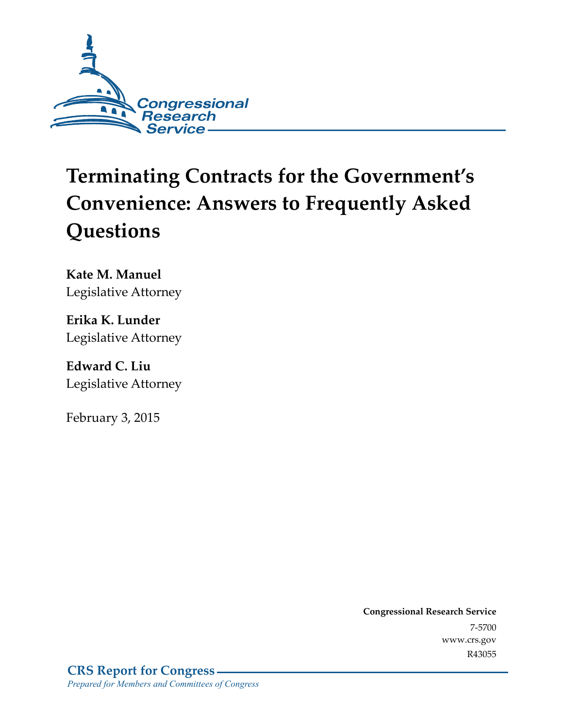Congressional Research Service

# Terminating Contracts for the Government's Convenience: Answers to Frequently Asked Questions

**Kate M. Manuel**
Legislative Attorney

**Erika K. Lunder**
Legislative Attorney

**Edward C. Liu**
Legislative Attorney

February 3, 2015

**Congressional Research Service**
7-5700
www.crs.gov
R43055

**CRS Report for Congress**
*Prepared for Members and Committees of Congress*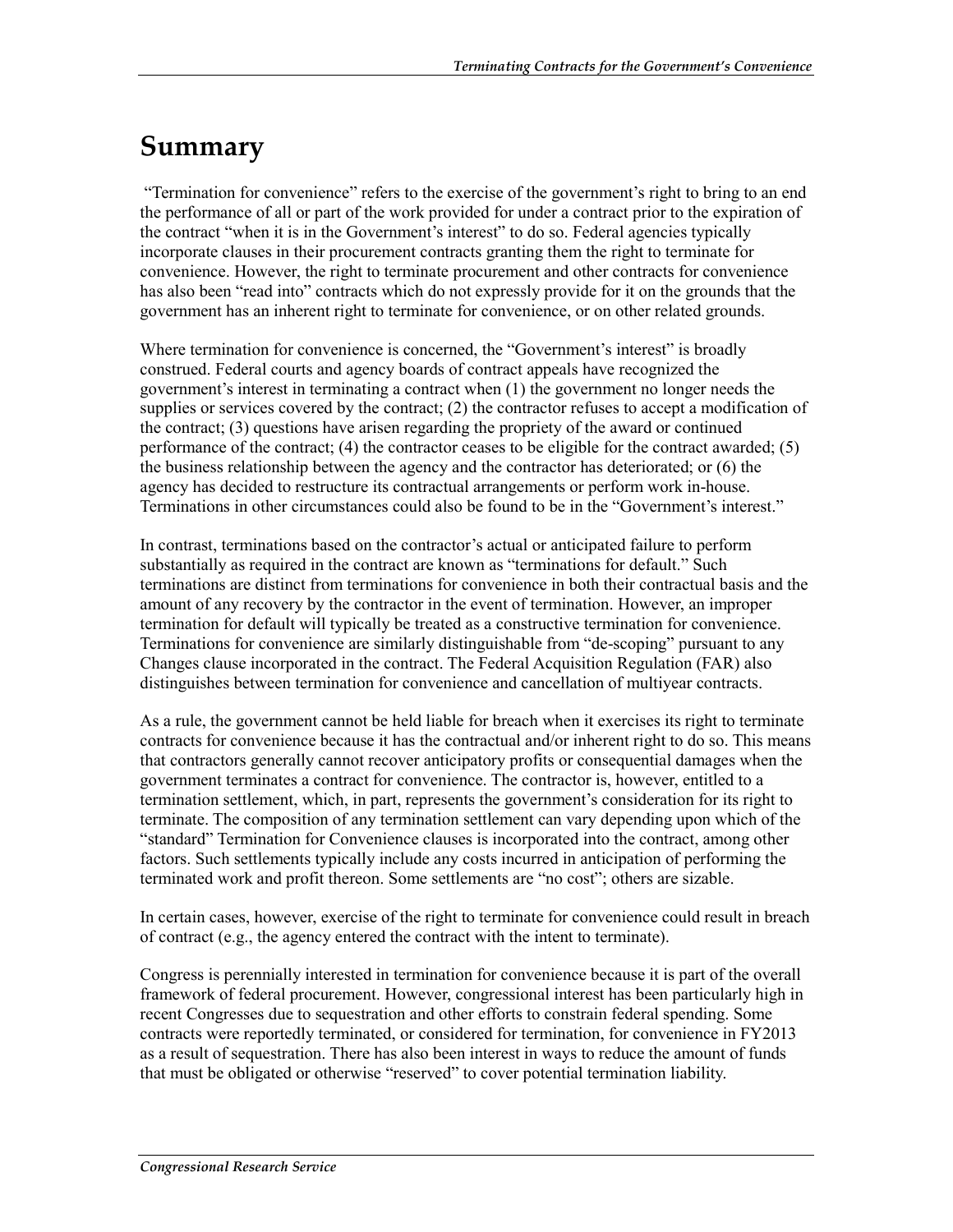# Summary

"Termination for convenience" refers to the exercise of the government's right to bring to an end the performance of all or part of the work provided for under a contract prior to the expiration of the contract "when it is in the Government's interest" to do so. Federal agencies typically incorporate clauses in their procurement contracts granting them the right to terminate for convenience. However, the right to terminate procurement and other contracts for convenience has also been "read into" contracts which do not expressly provide for it on the grounds that the government has an inherent right to terminate for convenience, or on other related grounds.

Where termination for convenience is concerned, the "Government's interest" is broadly construed. Federal courts and agency boards of contract appeals have recognized the government's interest in terminating a contract when (1) the government no longer needs the supplies or services covered by the contract; (2) the contractor refuses to accept a modification of the contract; (3) questions have arisen regarding the propriety of the award or continued performance of the contract; (4) the contractor ceases to be eligible for the contract awarded; (5) the business relationship between the agency and the contractor has deteriorated; or (6) the agency has decided to restructure its contractual arrangements or perform work in-house. Terminations in other circumstances could also be found to be in the "Government's interest."

In contrast, terminations based on the contractor's actual or anticipated failure to perform substantially as required in the contract are known as "terminations for default." Such terminations are distinct from terminations for convenience in both their contractual basis and the amount of any recovery by the contractor in the event of termination. However, an improper termination for default will typically be treated as a constructive termination for convenience. Terminations for convenience are similarly distinguishable from "de-scoping" pursuant to any Changes clause incorporated in the contract. The Federal Acquisition Regulation (FAR) also distinguishes between termination for convenience and cancellation of multiyear contracts.

As a rule, the government cannot be held liable for breach when it exercises its right to terminate contracts for convenience because it has the contractual and/or inherent right to do so. This means that contractors generally cannot recover anticipatory profits or consequential damages when the government terminates a contract for convenience. The contractor is, however, entitled to a termination settlement, which, in part, represents the government's consideration for its right to terminate. The composition of any termination settlement can vary depending upon which of the "standard" Termination for Convenience clauses is incorporated into the contract, among other factors. Such settlements typically include any costs incurred in anticipation of performing the terminated work and profit thereon. Some settlements are "no cost"; others are sizable.

In certain cases, however, exercise of the right to terminate for convenience could result in breach of contract (e.g., the agency entered the contract with the intent to terminate).

Congress is perennially interested in termination for convenience because it is part of the overall framework of federal procurement. However, congressional interest has been particularly high in recent Congresses due to sequestration and other efforts to constrain federal spending. Some contracts were reportedly terminated, or considered for termination, for convenience in FY2013 as a result of sequestration. There has also been interest in ways to reduce the amount of funds that must be obligated or otherwise "reserved" to cover potential termination liability.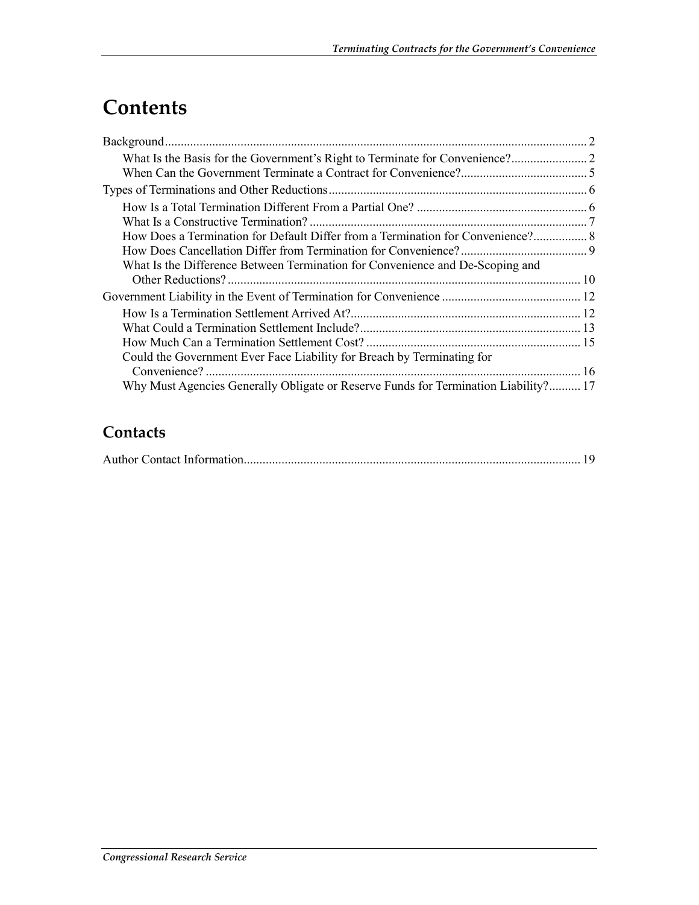# Contents

Background.....................................................................................................................................2

- What Is the Basis for the Government's Right to Terminate for Convenience?........................2
- When Can the Government Terminate a Contract for Convenience?........................................5

Types of Terminations and Other Reductions..................................................................................6

- How Is a Total Termination Different From a Partial One? ......................................................6
- What Is a Constructive Termination? ........................................................................................7
- How Does a Termination for Default Differ from a Termination for Convenience?.................8
- How Does Cancellation Differ from Termination for Convenience?........................................9
- What Is the Difference Between Termination for Convenience and De-Scoping and Other Reductions?................................................................................................................10

Government Liability in the Event of Termination for Convenience ............................................12

- How Is a Termination Settlement Arrived At?.........................................................................12
- What Could a Termination Settlement Include?......................................................................13
- How Much Can a Termination Settlement Cost? ....................................................................15
- Could the Government Ever Face Liability for Breach by Terminating for Convenience? .......................................................................................................................16
- Why Must Agencies Generally Obligate or Reserve Funds for Termination Liability?..........17

## Contacts

Author Contact Information...........................................................................................................19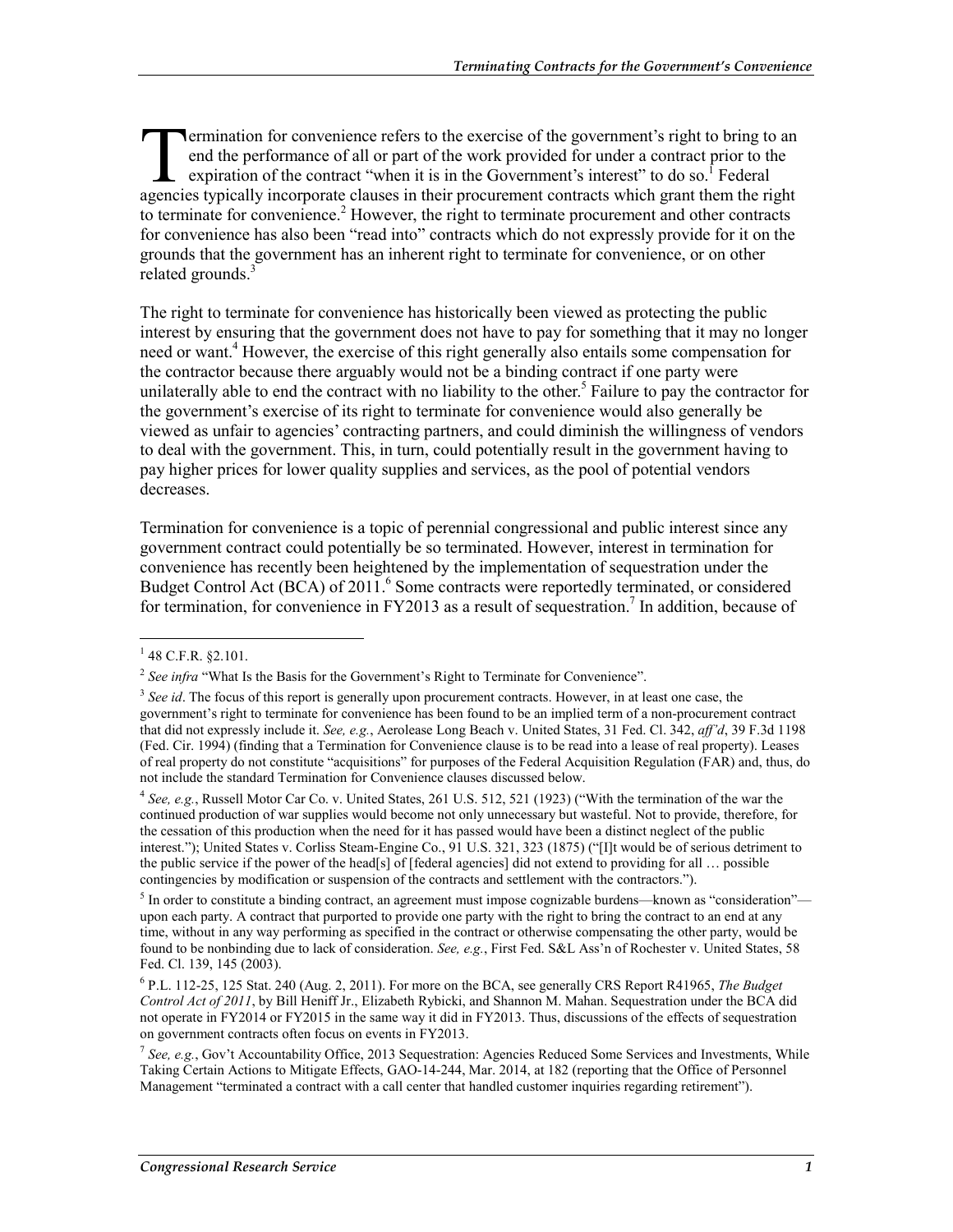Termination for convenience refers to the exercise of the government's right to bring to an end the performance of all or part of the work provided for under a contract prior to the expiration of the contract "when it is in the Government's interest" to do so.[1] Federal agencies typically incorporate clauses in their procurement contracts which grant them the right to terminate for convenience.[2] However, the right to terminate procurement and other contracts for convenience has also been "read into" contracts which do not expressly provide for it on the grounds that the government has an inherent right to terminate for convenience, or on other related grounds.[3]

The right to terminate for convenience has historically been viewed as protecting the public interest by ensuring that the government does not have to pay for something that it may no longer need or want.[4] However, the exercise of this right generally also entails some compensation for the contractor because there arguably would not be a binding contract if one party were unilaterally able to end the contract with no liability to the other.[5] Failure to pay the contractor for the government's exercise of its right to terminate for convenience would also generally be viewed as unfair to agencies' contracting partners, and could diminish the willingness of vendors to deal with the government. This, in turn, could potentially result in the government having to pay higher prices for lower quality supplies and services, as the pool of potential vendors decreases.

Termination for convenience is a topic of perennial congressional and public interest since any government contract could potentially be so terminated. However, interest in termination for convenience has recently been heightened by the implementation of sequestration under the Budget Control Act (BCA) of 2011.[6] Some contracts were reportedly terminated, or considered for termination, for convenience in FY2013 as a result of sequestration.[7] In addition, because of

---

[1] 48 C.F.R. §2.101.

[2] *See infra* "What Is the Basis for the Government's Right to Terminate for Convenience".

[3] *See id*. The focus of this report is generally upon procurement contracts. However, in at least one case, the government's right to terminate for convenience has been found to be an implied term of a non-procurement contract that did not expressly include it. *See, e.g.*, Aerolease Long Beach v. United States, 31 Fed. Cl. 342, *aff'd*, 39 F.3d 1198 (Fed. Cir. 1994) (finding that a Termination for Convenience clause is to be read into a lease of real property). Leases of real property do not constitute "acquisitions" for purposes of the Federal Acquisition Regulation (FAR) and, thus, do not include the standard Termination for Convenience clauses discussed below.

[4] *See, e.g.*, Russell Motor Car Co. v. United States, 261 U.S. 512, 521 (1923) ("With the termination of the war the continued production of war supplies would become not only unnecessary but wasteful. Not to provide, therefore, for the cessation of this production when the need for it has passed would have been a distinct neglect of the public interest."); United States v. Corliss Steam-Engine Co., 91 U.S. 321, 323 (1875) ("[I]t would be of serious detriment to the public service if the power of the head[s] of [federal agencies] did not extend to providing for all … possible contingencies by modification or suspension of the contracts and settlement with the contractors.").

[5] In order to constitute a binding contract, an agreement must impose cognizable burdens—known as "consideration"—upon each party. A contract that purported to provide one party with the right to bring the contract to an end at any time, without in any way performing as specified in the contract or otherwise compensating the other party, would be found to be nonbinding due to lack of consideration. *See, e.g.*, First Fed. S&L Ass'n of Rochester v. United States, 58 Fed. Cl. 139, 145 (2003).

[6] P.L. 112-25, 125 Stat. 240 (Aug. 2, 2011). For more on the BCA, see generally CRS Report R41965, *The Budget Control Act of 2011*, by Bill Heniff Jr., Elizabeth Rybicki, and Shannon M. Mahan. Sequestration under the BCA did not operate in FY2014 or FY2015 in the same way it did in FY2013. Thus, discussions of the effects of sequestration on government contracts often focus on events in FY2013.

[7] *See, e.g.*, Gov't Accountability Office, 2013 Sequestration: Agencies Reduced Some Services and Investments, While Taking Certain Actions to Mitigate Effects, GAO-14-244, Mar. 2014, at 182 (reporting that the Office of Personnel Management "terminated a contract with a call center that handled customer inquiries regarding retirement").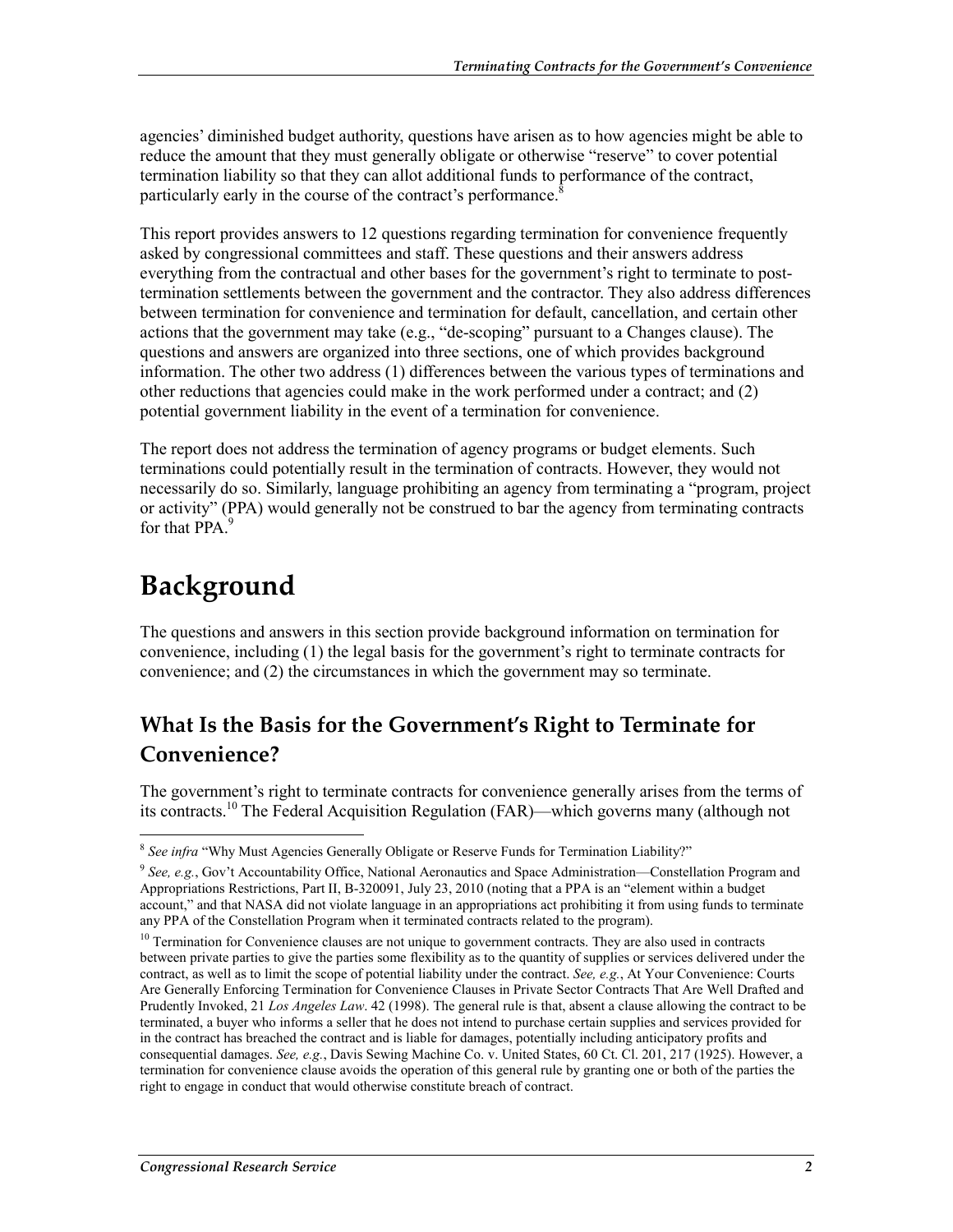agencies' diminished budget authority, questions have arisen as to how agencies might be able to reduce the amount that they must generally obligate or otherwise "reserve" to cover potential termination liability so that they can allot additional funds to performance of the contract, particularly early in the course of the contract's performance.[8]

This report provides answers to 12 questions regarding termination for convenience frequently asked by congressional committees and staff. These questions and their answers address everything from the contractual and other bases for the government's right to terminate to post-termination settlements between the government and the contractor. They also address differences between termination for convenience and termination for default, cancellation, and certain other actions that the government may take (e.g., "de-scoping" pursuant to a Changes clause). The questions and answers are organized into three sections, one of which provides background information. The other two address (1) differences between the various types of terminations and other reductions that agencies could make in the work performed under a contract; and (2) potential government liability in the event of a termination for convenience.

The report does not address the termination of agency programs or budget elements. Such terminations could potentially result in the termination of contracts. However, they would not necessarily do so. Similarly, language prohibiting an agency from terminating a "program, project or activity" (PPA) would generally not be construed to bar the agency from terminating contracts for that PPA.[9]

# Background

The questions and answers in this section provide background information on termination for convenience, including (1) the legal basis for the government's right to terminate contracts for convenience; and (2) the circumstances in which the government may so terminate.

## What Is the Basis for the Government's Right to Terminate for Convenience?

The government's right to terminate contracts for convenience generally arises from the terms of its contracts.[10] The Federal Acquisition Regulation (FAR)—which governs many (although not

---

[8] *See infra* "Why Must Agencies Generally Obligate or Reserve Funds for Termination Liability?"

[9] *See, e.g.*, Gov't Accountability Office, National Aeronautics and Space Administration—Constellation Program and Appropriations Restrictions, Part II, B-320091, July 23, 2010 (noting that a PPA is an "element within a budget account," and that NASA did not violate language in an appropriations act prohibiting it from using funds to terminate any PPA of the Constellation Program when it terminated contracts related to the program).

[10] Termination for Convenience clauses are not unique to government contracts. They are also used in contracts between private parties to give the parties some flexibility as to the quantity of supplies or services delivered under the contract, as well as to limit the scope of potential liability under the contract. *See, e.g.*, At Your Convenience: Courts Are Generally Enforcing Termination for Convenience Clauses in Private Sector Contracts That Are Well Drafted and Prudently Invoked, 21 *Los Angeles Law*. 42 (1998). The general rule is that, absent a clause allowing the contract to be terminated, a buyer who informs a seller that he does not intend to purchase certain supplies and services provided for in the contract has breached the contract and is liable for damages, potentially including anticipatory profits and consequential damages. *See, e.g.*, Davis Sewing Machine Co. v. United States, 60 Ct. Cl. 201, 217 (1925). However, a termination for convenience clause avoids the operation of this general rule by granting one or both of the parties the right to engage in conduct that would otherwise constitute breach of contract.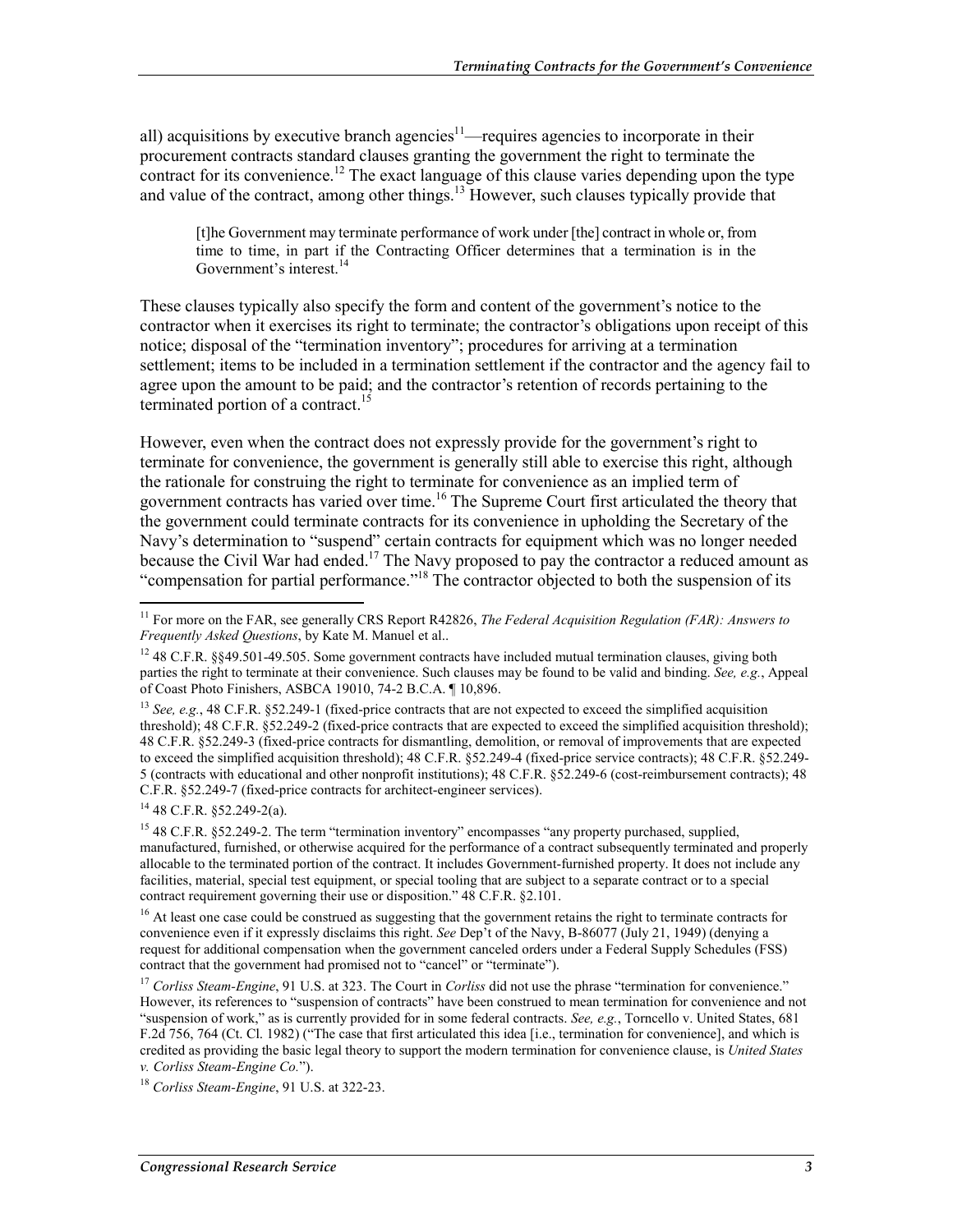all) acquisitions by executive branch agencies[11]—requires agencies to incorporate in their procurement contracts standard clauses granting the government the right to terminate the contract for its convenience.[12] The exact language of this clause varies depending upon the type and value of the contract, among other things.[13] However, such clauses typically provide that

> [t]he Government may terminate performance of work under [the] contract in whole or, from time to time, in part if the Contracting Officer determines that a termination is in the Government's interest.[14]

These clauses typically also specify the form and content of the government's notice to the contractor when it exercises its right to terminate; the contractor's obligations upon receipt of this notice; disposal of the "termination inventory"; procedures for arriving at a termination settlement; items to be included in a termination settlement if the contractor and the agency fail to agree upon the amount to be paid; and the contractor's retention of records pertaining to the terminated portion of a contract.[15]

However, even when the contract does not expressly provide for the government's right to terminate for convenience, the government is generally still able to exercise this right, although the rationale for construing the right to terminate for convenience as an implied term of government contracts has varied over time.[16] The Supreme Court first articulated the theory that the government could terminate contracts for its convenience in upholding the Secretary of the Navy's determination to "suspend" certain contracts for equipment which was no longer needed because the Civil War had ended.[17] The Navy proposed to pay the contractor a reduced amount as "compensation for partial performance."[18] The contractor objected to both the suspension of its

---

[11] For more on the FAR, see generally CRS Report R42826, *The Federal Acquisition Regulation (FAR): Answers to Frequently Asked Questions*, by Kate M. Manuel et al..

[12] 48 C.F.R. §§49.501-49.505. Some government contracts have included mutual termination clauses, giving both parties the right to terminate at their convenience. Such clauses may be found to be valid and binding. *See, e.g.*, Appeal of Coast Photo Finishers, ASBCA 19010, 74-2 B.C.A. ¶ 10,896.

[13] *See, e.g.*, 48 C.F.R. §52.249-1 (fixed-price contracts that are not expected to exceed the simplified acquisition threshold); 48 C.F.R. §52.249-2 (fixed-price contracts that are expected to exceed the simplified acquisition threshold); 48 C.F.R. §52.249-3 (fixed-price contracts for dismantling, demolition, or removal of improvements that are expected to exceed the simplified acquisition threshold); 48 C.F.R. §52.249-4 (fixed-price service contracts); 48 C.F.R. §52.249-5 (contracts with educational and other nonprofit institutions); 48 C.F.R. §52.249-6 (cost-reimbursement contracts); 48 C.F.R. §52.249-7 (fixed-price contracts for architect-engineer services).

[14] 48 C.F.R. §52.249-2(a).

[15] 48 C.F.R. §52.249-2. The term "termination inventory" encompasses "any property purchased, supplied, manufactured, furnished, or otherwise acquired for the performance of a contract subsequently terminated and properly allocable to the terminated portion of the contract. It includes Government-furnished property. It does not include any facilities, material, special test equipment, or special tooling that are subject to a separate contract or to a special contract requirement governing their use or disposition." 48 C.F.R. §2.101.

[16] At least one case could be construed as suggesting that the government retains the right to terminate contracts for convenience even if it expressly disclaims this right. *See* Dep't of the Navy, B-86077 (July 21, 1949) (denying a request for additional compensation when the government canceled orders under a Federal Supply Schedules (FSS) contract that the government had promised not to "cancel" or "terminate").

[17] *Corliss Steam-Engine*, 91 U.S. at 323. The Court in *Corliss* did not use the phrase "termination for convenience." However, its references to "suspension of contracts" have been construed to mean termination for convenience and not "suspension of work," as is currently provided for in some federal contracts. *See, e.g.*, Torncello v. United States, 681 F.2d 756, 764 (Ct. Cl. 1982) ("The case that first articulated this idea [i.e., termination for convenience], and which is credited as providing the basic legal theory to support the modern termination for convenience clause, is *United States v. Corliss Steam-Engine Co.*").

[18] *Corliss Steam-Engine*, 91 U.S. at 322-23.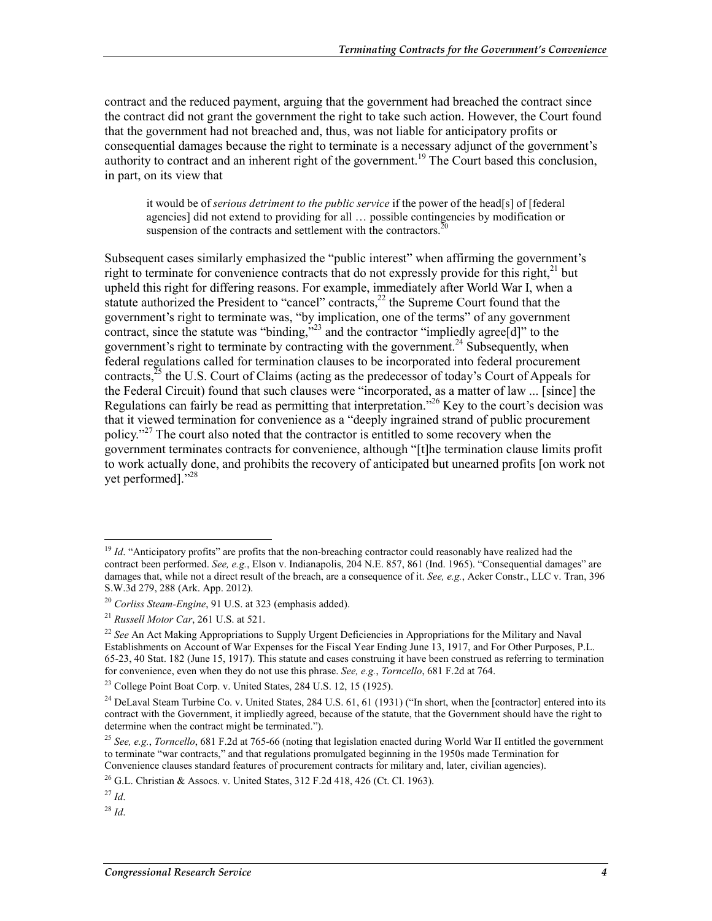contract and the reduced payment, arguing that the government had breached the contract since the contract did not grant the government the right to take such action. However, the Court found that the government had not breached and, thus, was not liable for anticipatory profits or consequential damages because the right to terminate is a necessary adjunct of the government's authority to contract and an inherent right of the government.[19] The Court based this conclusion, in part, on its view that

> it would be of *serious detriment to the public service* if the power of the head[s] of [federal agencies] did not extend to providing for all … possible contingencies by modification or suspension of the contracts and settlement with the contractors.[20]

Subsequent cases similarly emphasized the "public interest" when affirming the government's right to terminate for convenience contracts that do not expressly provide for this right,[21] but upheld this right for differing reasons. For example, immediately after World War I, when a statute authorized the President to "cancel" contracts,[22] the Supreme Court found that the government's right to terminate was, "by implication, one of the terms" of any government contract, since the statute was "binding,"[23] and the contractor "impliedly agree[d]" to the government's right to terminate by contracting with the government.[24] Subsequently, when federal regulations called for termination clauses to be incorporated into federal procurement contracts,[25] the U.S. Court of Claims (acting as the predecessor of today's Court of Appeals for the Federal Circuit) found that such clauses were "incorporated, as a matter of law ... [since] the Regulations can fairly be read as permitting that interpretation."[26] Key to the court's decision was that it viewed termination for convenience as a "deeply ingrained strand of public procurement policy."[27] The court also noted that the contractor is entitled to some recovery when the government terminates contracts for convenience, although "[t]he termination clause limits profit to work actually done, and prohibits the recovery of anticipated but unearned profits [on work not yet performed]."[28]

---

[19] *Id*. "Anticipatory profits" are profits that the non-breaching contractor could reasonably have realized had the contract been performed. *See, e.g.*, Elson v. Indianapolis, 204 N.E. 857, 861 (Ind. 1965). "Consequential damages" are damages that, while not a direct result of the breach, are a consequence of it. *See, e.g.*, Acker Constr., LLC v. Tran, 396 S.W.3d 279, 288 (Ark. App. 2012).

[20] *Corliss Steam-Engine*, 91 U.S. at 323 (emphasis added).

[21] *Russell Motor Car*, 261 U.S. at 521.

[22] *See* An Act Making Appropriations to Supply Urgent Deficiencies in Appropriations for the Military and Naval Establishments on Account of War Expenses for the Fiscal Year Ending June 13, 1917, and For Other Purposes, P.L. 65-23, 40 Stat. 182 (June 15, 1917). This statute and cases construing it have been construed as referring to termination for convenience, even when they do not use this phrase. *See, e.g.*, *Torncello*, 681 F.2d at 764.

[23] College Point Boat Corp. v. United States, 284 U.S. 12, 15 (1925).

[24] DeLaval Steam Turbine Co. v. United States, 284 U.S. 61, 61 (1931) ("In short, when the [contractor] entered into its contract with the Government, it impliedly agreed, because of the statute, that the Government should have the right to determine when the contract might be terminated.").

[25] *See, e.g.*, *Torncello*, 681 F.2d at 765-66 (noting that legislation enacted during World War II entitled the government to terminate "war contracts," and that regulations promulgated beginning in the 1950s made Termination for Convenience clauses standard features of procurement contracts for military and, later, civilian agencies).

[26] G.L. Christian & Assocs. v. United States, 312 F.2d 418, 426 (Ct. Cl. 1963).

[27] *Id*.

[28] *Id*.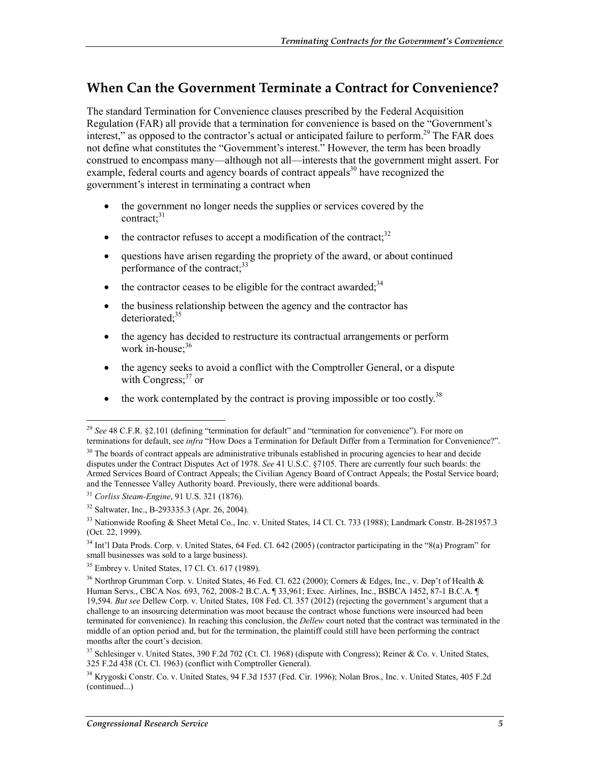## When Can the Government Terminate a Contract for Convenience?

The standard Termination for Convenience clauses prescribed by the Federal Acquisition Regulation (FAR) all provide that a termination for convenience is based on the "Government's interest," as opposed to the contractor's actual or anticipated failure to perform.[29] The FAR does not define what constitutes the "Government's interest." However, the term has been broadly construed to encompass many—although not all—interests that the government might assert. For example, federal courts and agency boards of contract appeals[30] have recognized the government's interest in terminating a contract when

- the government no longer needs the supplies or services covered by the contract;[31]
- the contractor refuses to accept a modification of the contract;[32]
- questions have arisen regarding the propriety of the award, or about continued performance of the contract;[33]
- the contractor ceases to be eligible for the contract awarded;[34]
- the business relationship between the agency and the contractor has deteriorated;[35]
- the agency has decided to restructure its contractual arrangements or perform work in-house;[36]
- the agency seeks to avoid a conflict with the Comptroller General, or a dispute with Congress;[37] or
- the work contemplated by the contract is proving impossible or too costly.[38]

---

[29] *See* 48 C.F.R. §2.101 (defining "termination for default" and "termination for convenience"). For more on terminations for default, see *infra* "How Does a Termination for Default Differ from a Termination for Convenience?".

[30] The boards of contract appeals are administrative tribunals established in procuring agencies to hear and decide disputes under the Contract Disputes Act of 1978. *See* 41 U.S.C. §7105. There are currently four such boards: the Armed Services Board of Contract Appeals; the Civilian Agency Board of Contract Appeals; the Postal Service board; and the Tennessee Valley Authority board. Previously, there were additional boards.

[31] *Corliss Steam-Engine*, 91 U.S. 321 (1876).

[32] Saltwater, Inc., B-293335.3 (Apr. 26, 2004).

[33] Nationwide Roofing & Sheet Metal Co., Inc. v. United States, 14 Cl. Ct. 733 (1988); Landmark Constr. B-281957.3 (Oct. 22, 1999).

[34] Int'l Data Prods. Corp. v. United States, 64 Fed. Cl. 642 (2005) (contractor participating in the "8(a) Program" for small businesses was sold to a large business).

[35] Embrey v. United States, 17 Cl. Ct. 617 (1989).

[36] Northrop Grumman Corp. v. United States, 46 Fed. Cl. 622 (2000); Corners & Edges, Inc., v. Dep't of Health & Human Servs., CBCA Nos. 693, 762, 2008-2 B.C.A. ¶ 33,961; Exec. Airlines, Inc., BSBCA 1452, 87-1 B.C.A. ¶ 19,594. *But see* Dellew Corp. v. United States, 108 Fed. Cl. 357 (2012) (rejecting the government's argument that a challenge to an insourcing determination was moot because the contract whose functions were insourced had been terminated for convenience). In reaching this conclusion, the *Dellew* court noted that the contract was terminated in the middle of an option period and, but for the termination, the plaintiff could still have been performing the contract months after the court's decision.

[37] Schlesinger v. United States, 390 F.2d 702 (Ct. Cl. 1968) (dispute with Congress); Reiner & Co. v. United States, 325 F.2d 438 (Ct. Cl. 1963) (conflict with Comptroller General).

[38] Krygoski Constr. Co. v. United States, 94 F.3d 1537 (Fed. Cir. 1996); Nolan Bros., Inc. v. United States, 405 F.2d (continued...)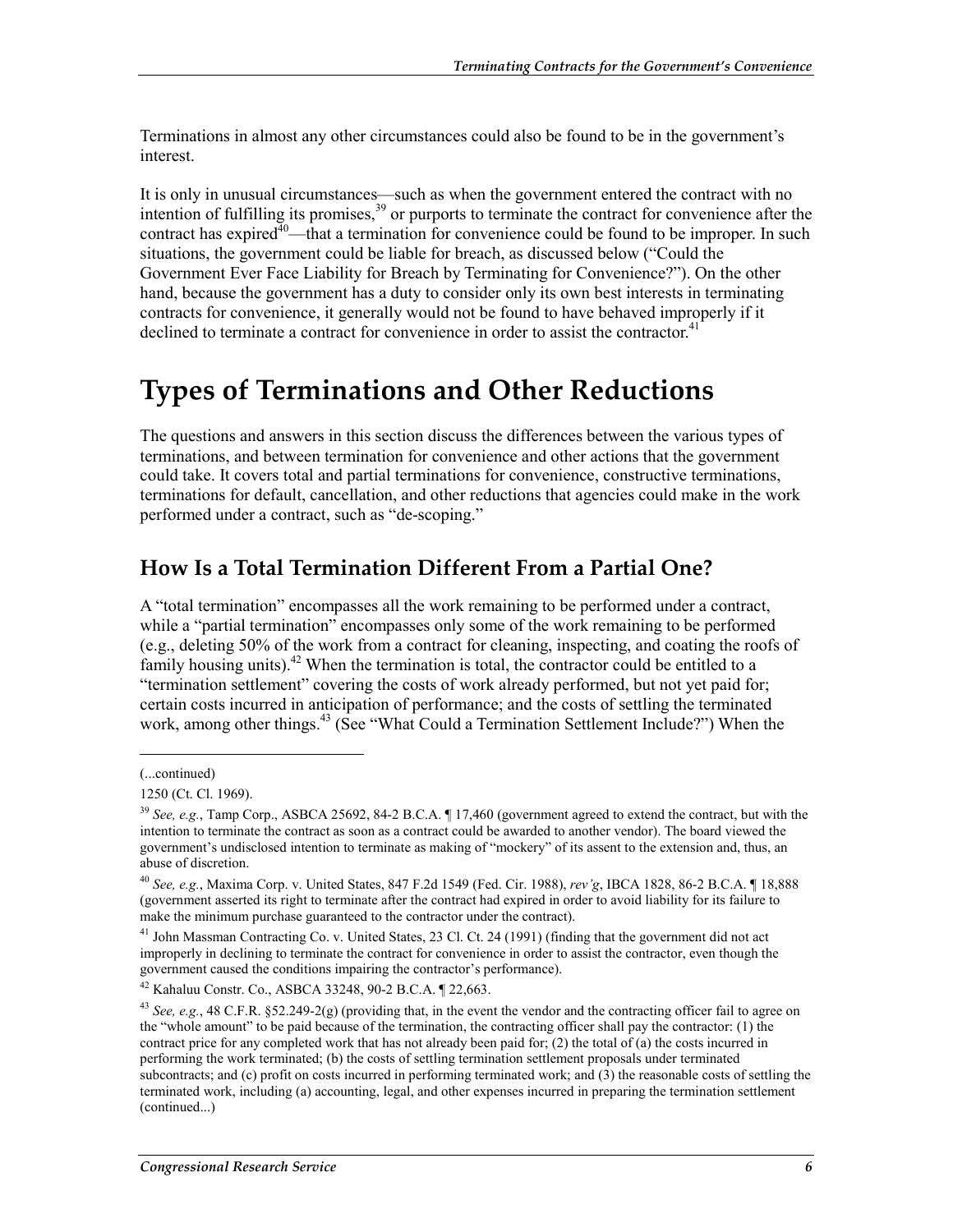Terminations in almost any other circumstances could also be found to be in the government's interest.

It is only in unusual circumstances—such as when the government entered the contract with no intention of fulfilling its promises,[39] or purports to terminate the contract for convenience after the contract has expired[40]—that a termination for convenience could be found to be improper. In such situations, the government could be liable for breach, as discussed below ("Could the Government Ever Face Liability for Breach by Terminating for Convenience?"). On the other hand, because the government has a duty to consider only its own best interests in terminating contracts for convenience, it generally would not be found to have behaved improperly if it declined to terminate a contract for convenience in order to assist the contractor.[41]

# Types of Terminations and Other Reductions

The questions and answers in this section discuss the differences between the various types of terminations, and between termination for convenience and other actions that the government could take. It covers total and partial terminations for convenience, constructive terminations, terminations for default, cancellation, and other reductions that agencies could make in the work performed under a contract, such as "de-scoping."

## How Is a Total Termination Different From a Partial One?

A "total termination" encompasses all the work remaining to be performed under a contract, while a "partial termination" encompasses only some of the work remaining to be performed (e.g., deleting 50% of the work from a contract for cleaning, inspecting, and coating the roofs of family housing units).[42] When the termination is total, the contractor could be entitled to a "termination settlement" covering the costs of work already performed, but not yet paid for; certain costs incurred in anticipation of performance; and the costs of settling the terminated work, among other things.[43] (See "What Could a Termination Settlement Include?") When the

---

(...continued)

1250 (Ct. Cl. 1969).

[39] *See, e.g.*, Tamp Corp., ASBCA 25692, 84-2 B.C.A. ¶ 17,460 (government agreed to extend the contract, but with the intention to terminate the contract as soon as a contract could be awarded to another vendor). The board viewed the government's undisclosed intention to terminate as making of "mockery" of its assent to the extension and, thus, an abuse of discretion.

[40] *See, e.g.*, Maxima Corp. v. United States, 847 F.2d 1549 (Fed. Cir. 1988), *rev'g*, IBCA 1828, 86-2 B.C.A. ¶ 18,888 (government asserted its right to terminate after the contract had expired in order to avoid liability for its failure to make the minimum purchase guaranteed to the contractor under the contract).

[41] John Massman Contracting Co. v. United States, 23 Cl. Ct. 24 (1991) (finding that the government did not act improperly in declining to terminate the contract for convenience in order to assist the contractor, even though the government caused the conditions impairing the contractor's performance).

[42] Kahaluu Constr. Co., ASBCA 33248, 90-2 B.C.A. ¶ 22,663.

[43] *See, e.g.*, 48 C.F.R. §52.249-2(g) (providing that, in the event the vendor and the contracting officer fail to agree on the "whole amount" to be paid because of the termination, the contracting officer shall pay the contractor: (1) the contract price for any completed work that has not already been paid for; (2) the total of (a) the costs incurred in performing the work terminated; (b) the costs of settling termination settlement proposals under terminated subcontracts; and (c) profit on costs incurred in performing terminated work; and (3) the reasonable costs of settling the terminated work, including (a) accounting, legal, and other expenses incurred in preparing the termination settlement (continued...)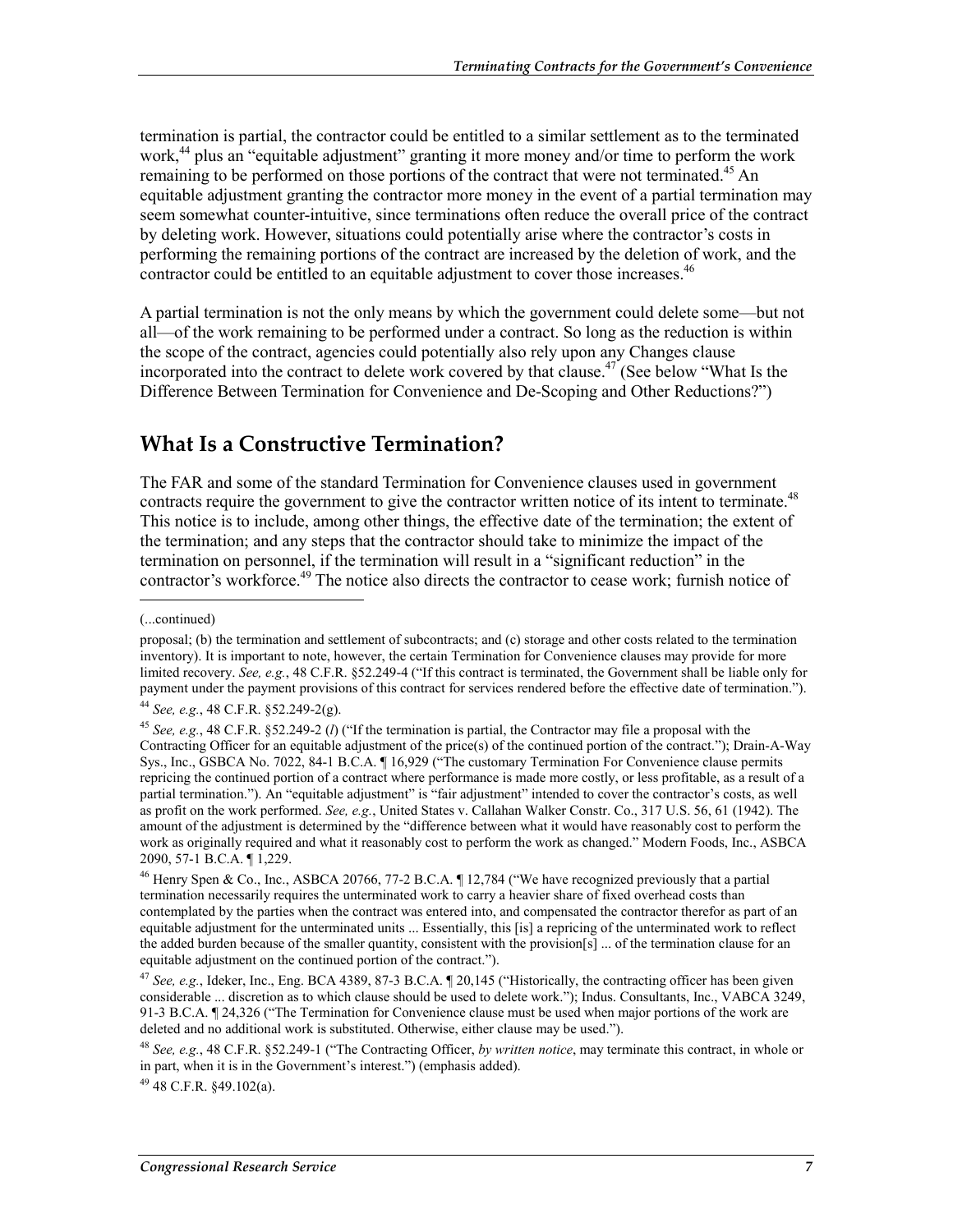termination is partial, the contractor could be entitled to a similar settlement as to the terminated work,[44] plus an "equitable adjustment" granting it more money and/or time to perform the work remaining to be performed on those portions of the contract that were not terminated.[45] An equitable adjustment granting the contractor more money in the event of a partial termination may seem somewhat counter-intuitive, since terminations often reduce the overall price of the contract by deleting work. However, situations could potentially arise where the contractor's costs in performing the remaining portions of the contract are increased by the deletion of work, and the contractor could be entitled to an equitable adjustment to cover those increases.[46]

A partial termination is not the only means by which the government could delete some—but not all—of the work remaining to be performed under a contract. So long as the reduction is within the scope of the contract, agencies could potentially also rely upon any Changes clause incorporated into the contract to delete work covered by that clause.[47] (See below "What Is the Difference Between Termination for Convenience and De-Scoping and Other Reductions?")

## What Is a Constructive Termination?

The FAR and some of the standard Termination for Convenience clauses used in government contracts require the government to give the contractor written notice of its intent to terminate.[48] This notice is to include, among other things, the effective date of the termination; the extent of the termination; and any steps that the contractor should take to minimize the impact of the termination on personnel, if the termination will result in a "significant reduction" in the contractor's workforce.[49] The notice also directs the contractor to cease work; furnish notice of

---

(...continued)

proposal; (b) the termination and settlement of subcontracts; and (c) storage and other costs related to the termination inventory). It is important to note, however, the certain Termination for Convenience clauses may provide for more limited recovery. *See, e.g.*, 48 C.F.R. §52.249-4 ("If this contract is terminated, the Government shall be liable only for payment under the payment provisions of this contract for services rendered before the effective date of termination.").

[44] *See, e.g.*, 48 C.F.R. §52.249-2(g).

[45] *See, e.g.*, 48 C.F.R. §52.249-2 (*l*) ("If the termination is partial, the Contractor may file a proposal with the Contracting Officer for an equitable adjustment of the price(s) of the continued portion of the contract."); Drain-A-Way Sys., Inc., GSBCA No. 7022, 84-1 B.C.A. ¶ 16,929 ("The customary Termination For Convenience clause permits repricing the continued portion of a contract where performance is made more costly, or less profitable, as a result of a partial termination."). An "equitable adjustment" is "fair adjustment" intended to cover the contractor's costs, as well as profit on the work performed. *See, e.g.*, United States v. Callahan Walker Constr. Co., 317 U.S. 56, 61 (1942). The amount of the adjustment is determined by the "difference between what it would have reasonably cost to perform the work as originally required and what it reasonably cost to perform the work as changed." Modern Foods, Inc., ASBCA 2090, 57-1 B.C.A. ¶ 1,229.

[46] Henry Spen & Co., Inc., ASBCA 20766, 77-2 B.C.A. ¶ 12,784 ("We have recognized previously that a partial termination necessarily requires the unterminated work to carry a heavier share of fixed overhead costs than contemplated by the parties when the contract was entered into, and compensated the contractor therefor as part of an equitable adjustment for the unterminated units ... Essentially, this [is] a repricing of the unterminated work to reflect the added burden because of the smaller quantity, consistent with the provision[s] ... of the termination clause for an equitable adjustment on the continued portion of the contract.").

[47] *See, e.g.*, Ideker, Inc., Eng. BCA 4389, 87-3 B.C.A. ¶ 20,145 ("Historically, the contracting officer has been given considerable ... discretion as to which clause should be used to delete work."); Indus. Consultants, Inc., VABCA 3249, 91-3 B.C.A. ¶ 24,326 ("The Termination for Convenience clause must be used when major portions of the work are deleted and no additional work is substituted. Otherwise, either clause may be used.").

[48] *See, e.g.*, 48 C.F.R. §52.249-1 ("The Contracting Officer, *by written notice*, may terminate this contract, in whole or in part, when it is in the Government's interest.") (emphasis added).

[49] 48 C.F.R. §49.102(a).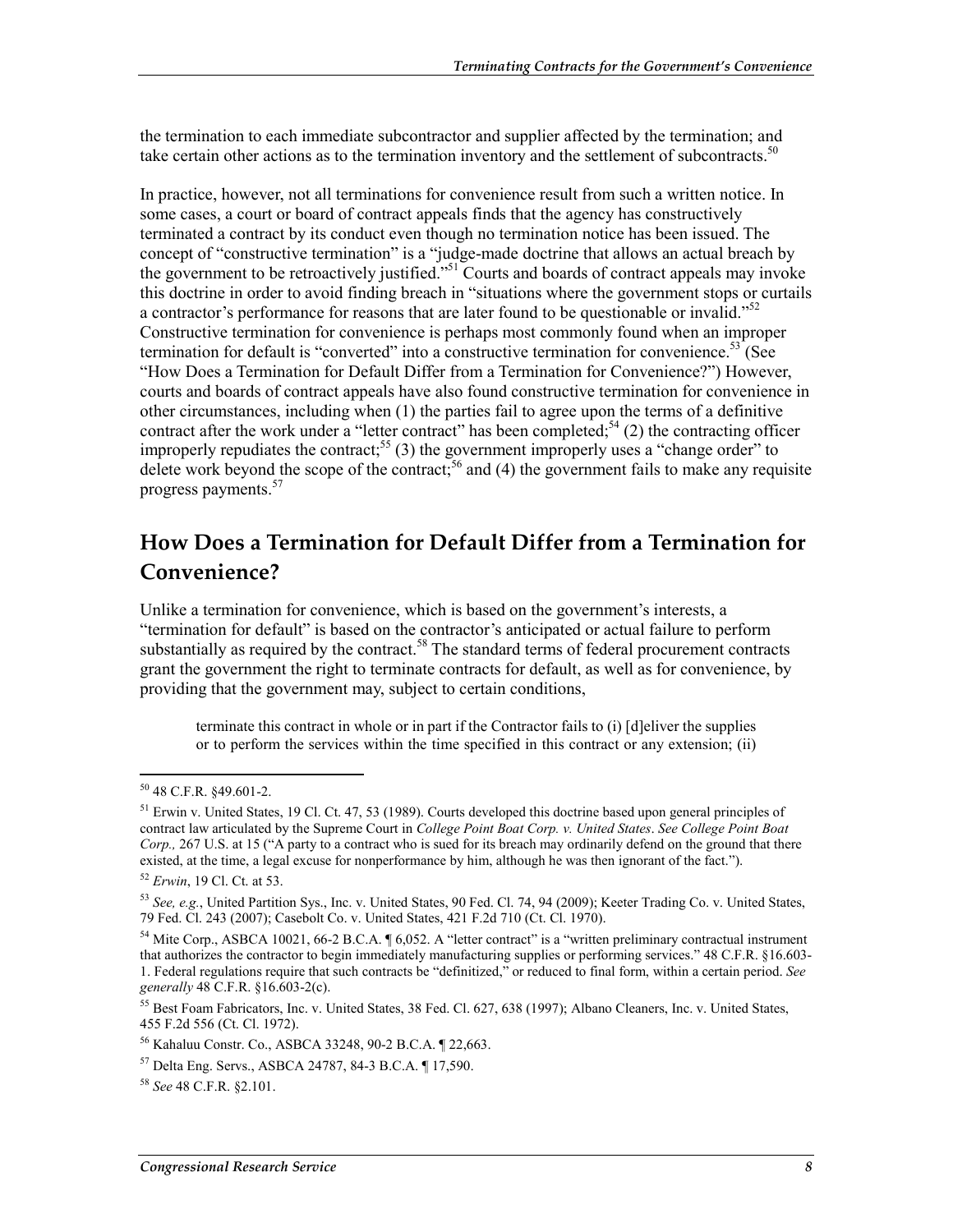the termination to each immediate subcontractor and supplier affected by the termination; and take certain other actions as to the termination inventory and the settlement of subcontracts.[50]

In practice, however, not all terminations for convenience result from such a written notice. In some cases, a court or board of contract appeals finds that the agency has constructively terminated a contract by its conduct even though no termination notice has been issued. The concept of "constructive termination" is a "judge-made doctrine that allows an actual breach by the government to be retroactively justified."[51] Courts and boards of contract appeals may invoke this doctrine in order to avoid finding breach in "situations where the government stops or curtails a contractor's performance for reasons that are later found to be questionable or invalid."[52] Constructive termination for convenience is perhaps most commonly found when an improper termination for default is "converted" into a constructive termination for convenience.[53] (See "How Does a Termination for Default Differ from a Termination for Convenience?") However, courts and boards of contract appeals have also found constructive termination for convenience in other circumstances, including when (1) the parties fail to agree upon the terms of a definitive contract after the work under a "letter contract" has been completed;[54] (2) the contracting officer improperly repudiates the contract;[55] (3) the government improperly uses a "change order" to delete work beyond the scope of the contract;[56] and (4) the government fails to make any requisite progress payments.[57]

## How Does a Termination for Default Differ from a Termination for Convenience?

Unlike a termination for convenience, which is based on the government's interests, a "termination for default" is based on the contractor's anticipated or actual failure to perform substantially as required by the contract.[58] The standard terms of federal procurement contracts grant the government the right to terminate contracts for default, as well as for convenience, by providing that the government may, subject to certain conditions,

> terminate this contract in whole or in part if the Contractor fails to (i) [d]eliver the supplies or to perform the services within the time specified in this contract or any extension; (ii)

---

[50] 48 C.F.R. §49.601-2.

[51] Erwin v. United States, 19 Cl. Ct. 47, 53 (1989). Courts developed this doctrine based upon general principles of contract law articulated by the Supreme Court in *College Point Boat Corp. v. United States*. *See College Point Boat Corp.,* 267 U.S. at 15 ("A party to a contract who is sued for its breach may ordinarily defend on the ground that there existed, at the time, a legal excuse for nonperformance by him, although he was then ignorant of the fact.").

[52] *Erwin*, 19 Cl. Ct. at 53.

[53] *See, e.g.*, United Partition Sys., Inc. v. United States, 90 Fed. Cl. 74, 94 (2009); Keeter Trading Co. v. United States, 79 Fed. Cl. 243 (2007); Casebolt Co. v. United States, 421 F.2d 710 (Ct. Cl. 1970).

[54] Mite Corp., ASBCA 10021, 66-2 B.C.A. ¶ 6,052. A "letter contract" is a "written preliminary contractual instrument that authorizes the contractor to begin immediately manufacturing supplies or performing services." 48 C.F.R. §16.603-1. Federal regulations require that such contracts be "definitized," or reduced to final form, within a certain period. *See generally* 48 C.F.R. §16.603-2(c).

[55] Best Foam Fabricators, Inc. v. United States, 38 Fed. Cl. 627, 638 (1997); Albano Cleaners, Inc. v. United States, 455 F.2d 556 (Ct. Cl. 1972).

[56] Kahaluu Constr. Co., ASBCA 33248, 90-2 B.C.A. ¶ 22,663.

[57] Delta Eng. Servs., ASBCA 24787, 84-3 B.C.A. ¶ 17,590.

[58] *See* 48 C.F.R. §2.101.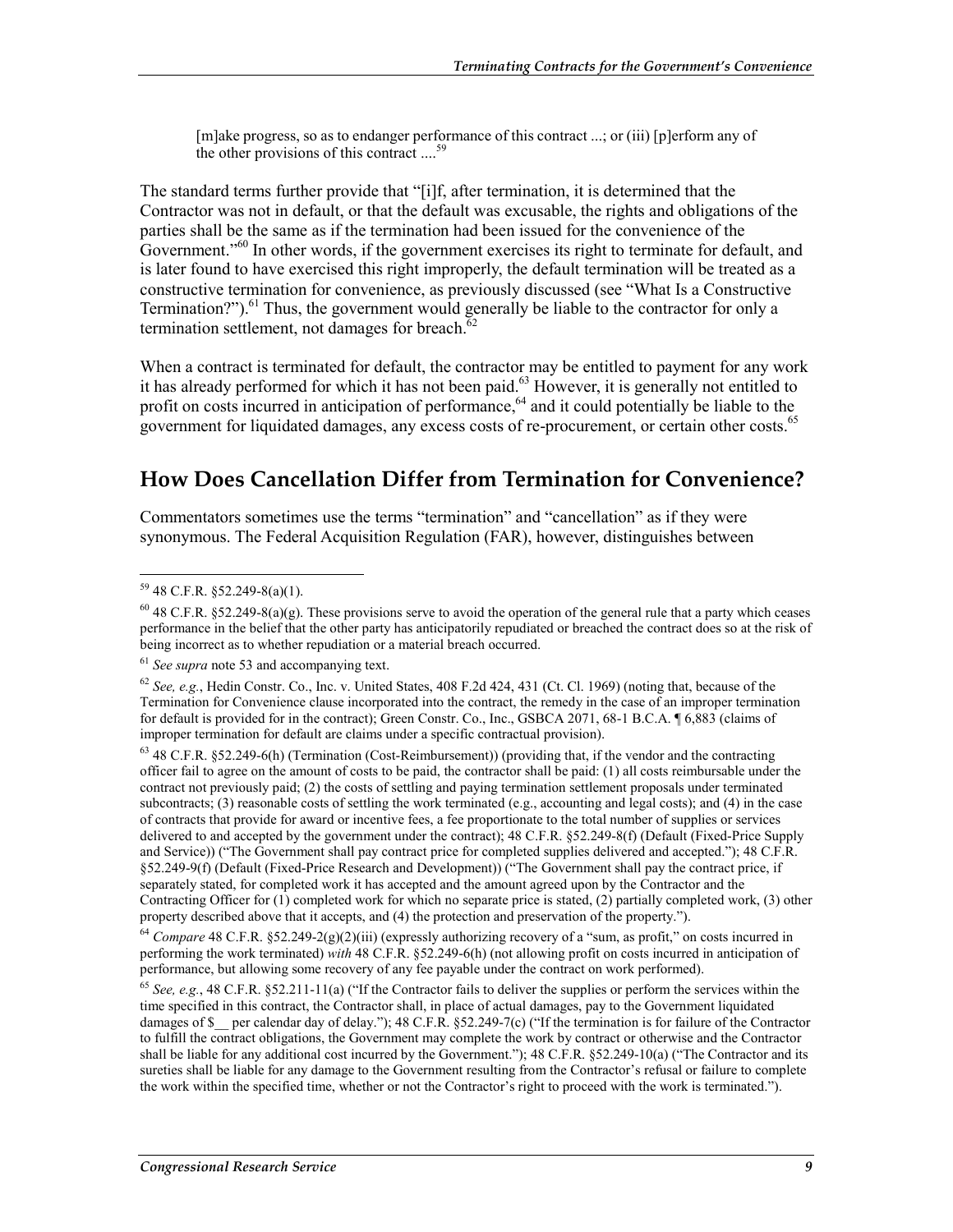> [m]ake progress, so as to endanger performance of this contract ...; or (iii) [p]erform any of the other provisions of this contract ....[59]

The standard terms further provide that "[i]f, after termination, it is determined that the Contractor was not in default, or that the default was excusable, the rights and obligations of the parties shall be the same as if the termination had been issued for the convenience of the Government."[60] In other words, if the government exercises its right to terminate for default, and is later found to have exercised this right improperly, the default termination will be treated as a constructive termination for convenience, as previously discussed (see "What Is a Constructive Termination?").[61] Thus, the government would generally be liable to the contractor for only a termination settlement, not damages for breach.[62]

When a contract is terminated for default, the contractor may be entitled to payment for any work it has already performed for which it has not been paid.[63] However, it is generally not entitled to profit on costs incurred in anticipation of performance,[64] and it could potentially be liable to the government for liquidated damages, any excess costs of re-procurement, or certain other costs.[65]

## How Does Cancellation Differ from Termination for Convenience?

Commentators sometimes use the terms "termination" and "cancellation" as if they were synonymous. The Federal Acquisition Regulation (FAR), however, distinguishes between

---

[59] 48 C.F.R. §52.249-8(a)(1).

[60] 48 C.F.R. §52.249-8(a)(g). These provisions serve to avoid the operation of the general rule that a party which ceases performance in the belief that the other party has anticipatorily repudiated or breached the contract does so at the risk of being incorrect as to whether repudiation or a material breach occurred.

[61] *See supra* note 53 and accompanying text.

[62] *See, e.g.*, Hedin Constr. Co., Inc. v. United States, 408 F.2d 424, 431 (Ct. Cl. 1969) (noting that, because of the Termination for Convenience clause incorporated into the contract, the remedy in the case of an improper termination for default is provided for in the contract); Green Constr. Co., Inc., GSBCA 2071, 68-1 B.C.A. ¶ 6,883 (claims of improper termination for default are claims under a specific contractual provision).

[63] 48 C.F.R. §52.249-6(h) (Termination (Cost-Reimbursement)) (providing that, if the vendor and the contracting officer fail to agree on the amount of costs to be paid, the contractor shall be paid: (1) all costs reimbursable under the contract not previously paid; (2) the costs of settling and paying termination settlement proposals under terminated subcontracts; (3) reasonable costs of settling the work terminated (e.g., accounting and legal costs); and (4) in the case of contracts that provide for award or incentive fees, a fee proportionate to the total number of supplies or services delivered to and accepted by the government under the contract); 48 C.F.R. §52.249-8(f) (Default (Fixed-Price Supply and Service)) ("The Government shall pay contract price for completed supplies delivered and accepted."); 48 C.F.R. §52.249-9(f) (Default (Fixed-Price Research and Development)) ("The Government shall pay the contract price, if separately stated, for completed work it has accepted and the amount agreed upon by the Contractor and the Contracting Officer for (1) completed work for which no separate price is stated, (2) partially completed work, (3) other property described above that it accepts, and (4) the protection and preservation of the property.").

[64] *Compare* 48 C.F.R. §52.249-2(g)(2)(iii) (expressly authorizing recovery of a "sum, as profit," on costs incurred in performing the work terminated) *with* 48 C.F.R. §52.249-6(h) (not allowing profit on costs incurred in anticipation of performance, but allowing some recovery of any fee payable under the contract on work performed).

[65] *See, e.g.*, 48 C.F.R. §52.211-11(a) ("If the Contractor fails to deliver the supplies or perform the services within the time specified in this contract, the Contractor shall, in place of actual damages, pay to the Government liquidated damages of $__ per calendar day of delay."); 48 C.F.R. §52.249-7(c) ("If the termination is for failure of the Contractor to fulfill the contract obligations, the Government may complete the work by contract or otherwise and the Contractor shall be liable for any additional cost incurred by the Government."); 48 C.F.R. §52.249-10(a) ("The Contractor and its sureties shall be liable for any damage to the Government resulting from the Contractor's refusal or failure to complete the work within the specified time, whether or not the Contractor's right to proceed with the work is terminated.").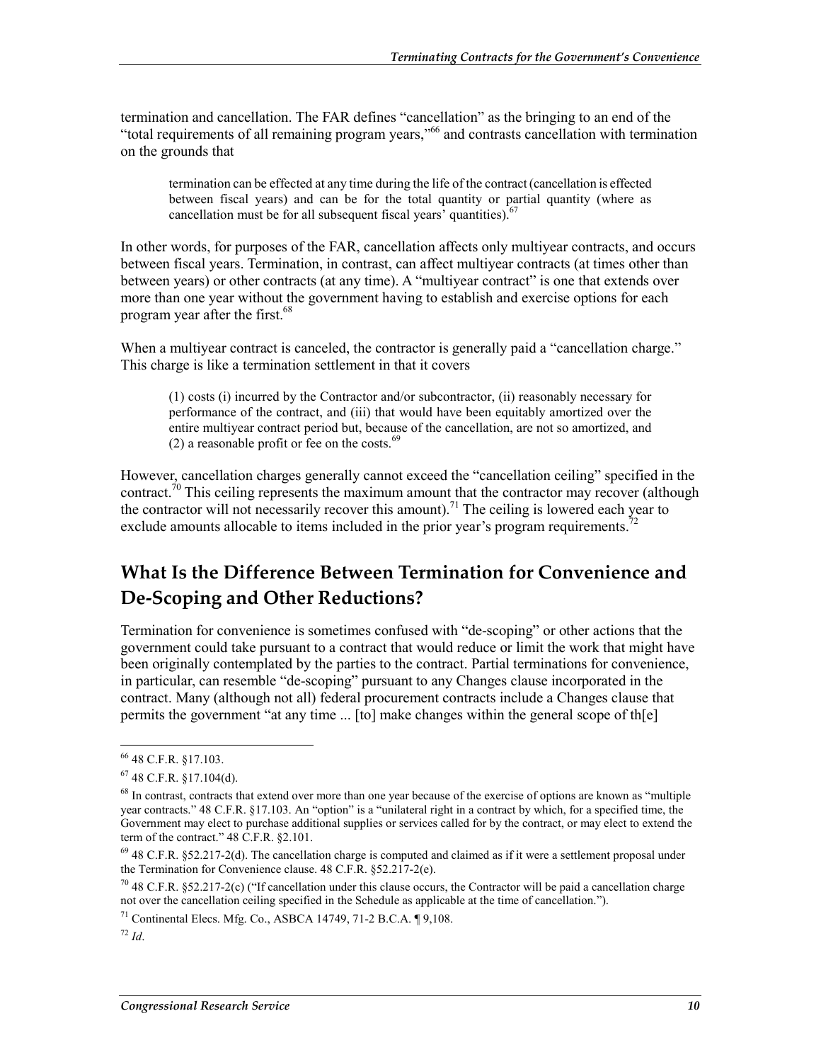termination and cancellation. The FAR defines "cancellation" as the bringing to an end of the "total requirements of all remaining program years,"[66] and contrasts cancellation with termination on the grounds that

> termination can be effected at any time during the life of the contract (cancellation is effected between fiscal years) and can be for the total quantity or partial quantity (where as cancellation must be for all subsequent fiscal years' quantities).[67]

In other words, for purposes of the FAR, cancellation affects only multiyear contracts, and occurs between fiscal years. Termination, in contrast, can affect multiyear contracts (at times other than between years) or other contracts (at any time). A "multiyear contract" is one that extends over more than one year without the government having to establish and exercise options for each program year after the first.[68]

When a multiyear contract is canceled, the contractor is generally paid a "cancellation charge." This charge is like a termination settlement in that it covers

> (1) costs (i) incurred by the Contractor and/or subcontractor, (ii) reasonably necessary for performance of the contract, and (iii) that would have been equitably amortized over the entire multiyear contract period but, because of the cancellation, are not so amortized, and (2) a reasonable profit or fee on the costs.[69]

However, cancellation charges generally cannot exceed the "cancellation ceiling" specified in the contract.[70] This ceiling represents the maximum amount that the contractor may recover (although the contractor will not necessarily recover this amount).[71] The ceiling is lowered each year to exclude amounts allocable to items included in the prior year's program requirements.[72]

## What Is the Difference Between Termination for Convenience and De-Scoping and Other Reductions?

Termination for convenience is sometimes confused with "de-scoping" or other actions that the government could take pursuant to a contract that would reduce or limit the work that might have been originally contemplated by the parties to the contract. Partial terminations for convenience, in particular, can resemble "de-scoping" pursuant to any Changes clause incorporated in the contract. Many (although not all) federal procurement contracts include a Changes clause that permits the government "at any time ... [to] make changes within the general scope of th[e]

---

[66] 48 C.F.R. §17.103.

[67] 48 C.F.R. §17.104(d).

[68] In contrast, contracts that extend over more than one year because of the exercise of options are known as "multiple year contracts." 48 C.F.R. §17.103. An "option" is a "unilateral right in a contract by which, for a specified time, the Government may elect to purchase additional supplies or services called for by the contract, or may elect to extend the term of the contract." 48 C.F.R. §2.101.

[69] 48 C.F.R. §52.217-2(d). The cancellation charge is computed and claimed as if it were a settlement proposal under the Termination for Convenience clause. 48 C.F.R. §52.217-2(e).

[70] 48 C.F.R. §52.217-2(c) ("If cancellation under this clause occurs, the Contractor will be paid a cancellation charge not over the cancellation ceiling specified in the Schedule as applicable at the time of cancellation.").

[71] Continental Elecs. Mfg. Co., ASBCA 14749, 71-2 B.C.A. ¶ 9,108.

[72] *Id*.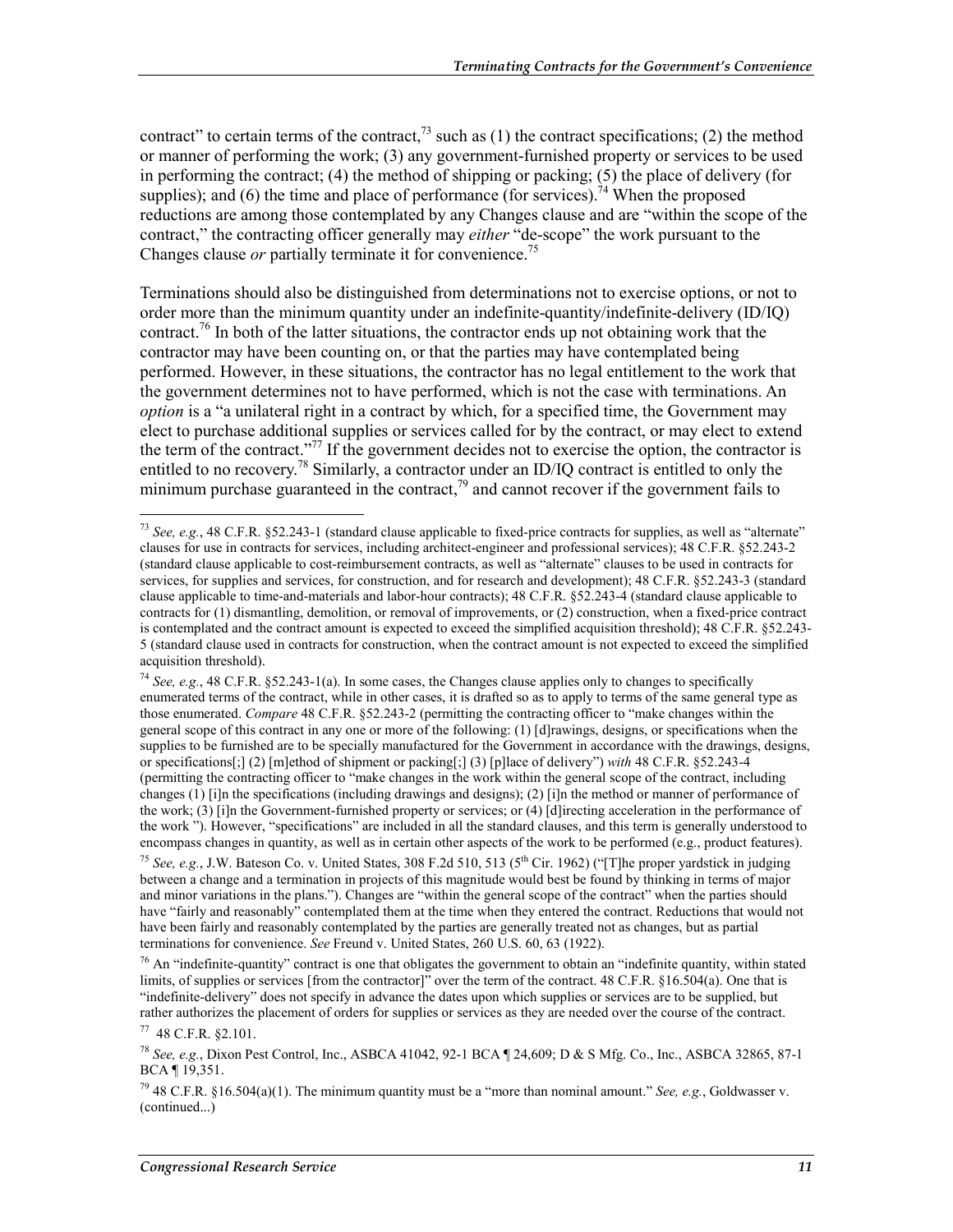contract" to certain terms of the contract,[73] such as (1) the contract specifications; (2) the method or manner of performing the work; (3) any government-furnished property or services to be used in performing the contract; (4) the method of shipping or packing; (5) the place of delivery (for supplies); and (6) the time and place of performance (for services).[74] When the proposed reductions are among those contemplated by any Changes clause and are "within the scope of the contract," the contracting officer generally may *either* "de-scope" the work pursuant to the Changes clause *or* partially terminate it for convenience.[75]

Terminations should also be distinguished from determinations not to exercise options, or not to order more than the minimum quantity under an indefinite-quantity/indefinite-delivery (ID/IQ) contract.[76] In both of the latter situations, the contractor ends up not obtaining work that the contractor may have been counting on, or that the parties may have contemplated being performed. However, in these situations, the contractor has no legal entitlement to the work that the government determines not to have performed, which is not the case with terminations. An *option* is a "a unilateral right in a contract by which, for a specified time, the Government may elect to purchase additional supplies or services called for by the contract, or may elect to extend the term of the contract."[77] If the government decides not to exercise the option, the contractor is entitled to no recovery.[78] Similarly, a contractor under an ID/IQ contract is entitled to only the minimum purchase guaranteed in the contract,[79] and cannot recover if the government fails to

---

[73] *See, e.g.*, 48 C.F.R. §52.243-1 (standard clause applicable to fixed-price contracts for supplies, as well as "alternate" clauses for use in contracts for services, including architect-engineer and professional services); 48 C.F.R. §52.243-2 (standard clause applicable to cost-reimbursement contracts, as well as "alternate" clauses to be used in contracts for services, for supplies and services, for construction, and for research and development); 48 C.F.R. §52.243-3 (standard clause applicable to time-and-materials and labor-hour contracts); 48 C.F.R. §52.243-4 (standard clause applicable to contracts for (1) dismantling, demolition, or removal of improvements, or (2) construction, when a fixed-price contract is contemplated and the contract amount is expected to exceed the simplified acquisition threshold); 48 C.F.R. §52.243-5 (standard clause used in contracts for construction, when the contract amount is not expected to exceed the simplified acquisition threshold).

[74] *See, e.g.*, 48 C.F.R. §52.243-1(a). In some cases, the Changes clause applies only to changes to specifically enumerated terms of the contract, while in other cases, it is drafted so as to apply to terms of the same general type as those enumerated. *Compare* 48 C.F.R. §52.243-2 (permitting the contracting officer to "make changes within the general scope of this contract in any one or more of the following: (1) [d]rawings, designs, or specifications when the supplies to be furnished are to be specially manufactured for the Government in accordance with the drawings, designs, or specifications[;] (2) [m]ethod of shipment or packing[;] (3) [p]lace of delivery") *with* 48 C.F.R. §52.243-4 (permitting the contracting officer to "make changes in the work within the general scope of the contract, including changes (1) [i]n the specifications (including drawings and designs); (2) [i]n the method or manner of performance of the work; (3) [i]n the Government-furnished property or services; or (4) [d]irecting acceleration in the performance of the work "). However, "specifications" are included in all the standard clauses, and this term is generally understood to encompass changes in quantity, as well as in certain other aspects of the work to be performed (e.g., product features).

[75] *See, e.g.*, J.W. Bateson Co. v. United States, 308 F.2d 510, 513 (5th Cir. 1962) ("[T]he proper yardstick in judging between a change and a termination in projects of this magnitude would best be found by thinking in terms of major and minor variations in the plans."). Changes are "within the general scope of the contract" when the parties should have "fairly and reasonably" contemplated them at the time when they entered the contract. Reductions that would not have been fairly and reasonably contemplated by the parties are generally treated not as changes, but as partial terminations for convenience. *See* Freund v. United States, 260 U.S. 60, 63 (1922).

[76] An "indefinite-quantity" contract is one that obligates the government to obtain an "indefinite quantity, within stated limits, of supplies or services [from the contractor]" over the term of the contract. 48 C.F.R. §16.504(a). One that is "indefinite-delivery" does not specify in advance the dates upon which supplies or services are to be supplied, but rather authorizes the placement of orders for supplies or services as they are needed over the course of the contract.

[77] 48 C.F.R. §2.101.

[78] *See, e.g.*, Dixon Pest Control, Inc., ASBCA 41042, 92-1 BCA ¶ 24,609; D & S Mfg. Co., Inc., ASBCA 32865, 87-1 BCA ¶ 19,351.

[79] 48 C.F.R. §16.504(a)(1). The minimum quantity must be a "more than nominal amount." *See, e.g.*, Goldwasser v. (continued...)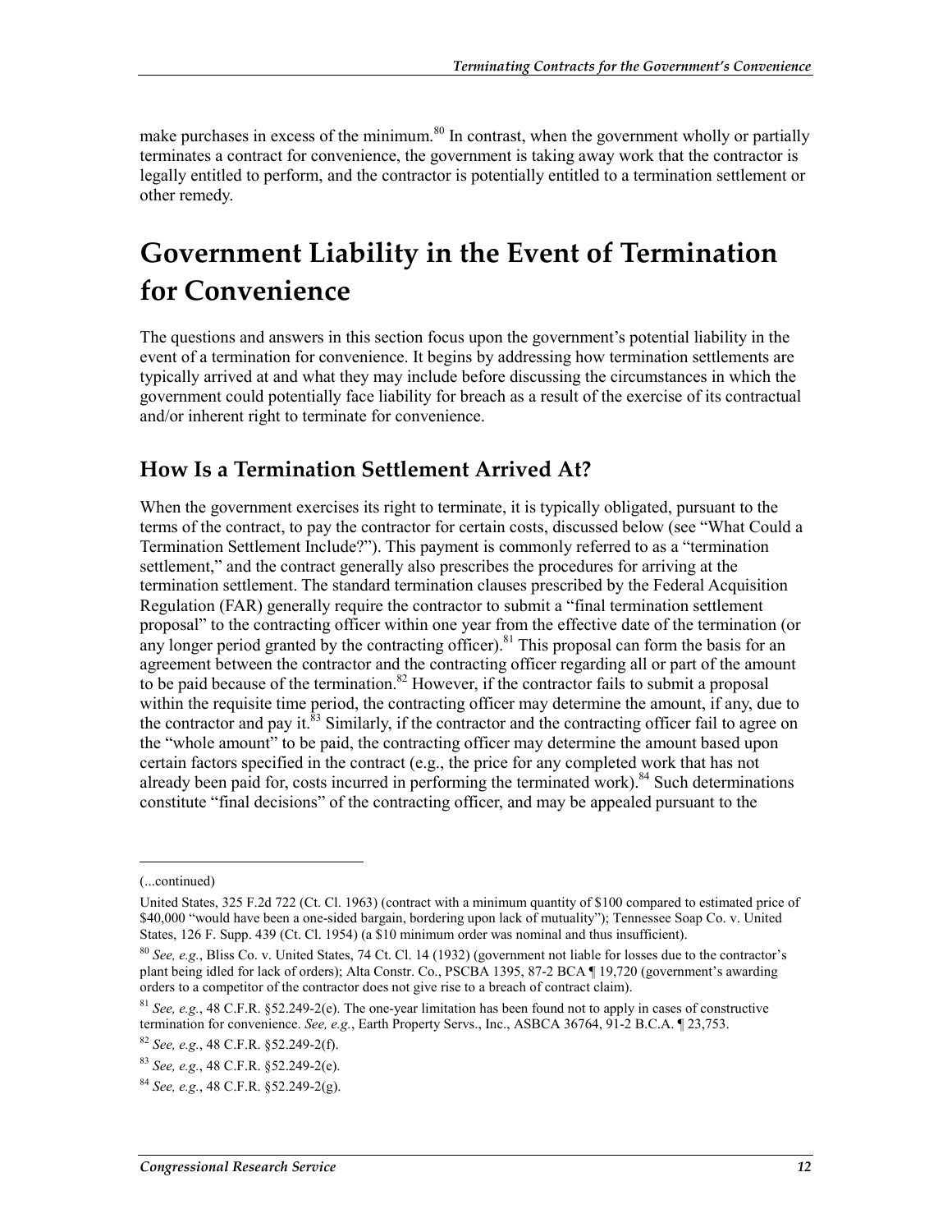make purchases in excess of the minimum.[80] In contrast, when the government wholly or partially terminates a contract for convenience, the government is taking away work that the contractor is legally entitled to perform, and the contractor is potentially entitled to a termination settlement or other remedy.

# Government Liability in the Event of Termination for Convenience

The questions and answers in this section focus upon the government's potential liability in the event of a termination for convenience. It begins by addressing how termination settlements are typically arrived at and what they may include before discussing the circumstances in which the government could potentially face liability for breach as a result of the exercise of its contractual and/or inherent right to terminate for convenience.

## How Is a Termination Settlement Arrived At?

When the government exercises its right to terminate, it is typically obligated, pursuant to the terms of the contract, to pay the contractor for certain costs, discussed below (see "What Could a Termination Settlement Include?"). This payment is commonly referred to as a "termination settlement," and the contract generally also prescribes the procedures for arriving at the termination settlement. The standard termination clauses prescribed by the Federal Acquisition Regulation (FAR) generally require the contractor to submit a "final termination settlement proposal" to the contracting officer within one year from the effective date of the termination (or any longer period granted by the contracting officer).[81] This proposal can form the basis for an agreement between the contractor and the contracting officer regarding all or part of the amount to be paid because of the termination.[82] However, if the contractor fails to submit a proposal within the requisite time period, the contracting officer may determine the amount, if any, due to the contractor and pay it.[83] Similarly, if the contractor and the contracting officer fail to agree on the "whole amount" to be paid, the contracting officer may determine the amount based upon certain factors specified in the contract (e.g., the price for any completed work that has not already been paid for, costs incurred in performing the terminated work).[84] Such determinations constitute "final decisions" of the contracting officer, and may be appealed pursuant to the

---

(...continued)

United States, 325 F.2d 722 (Ct. Cl. 1963) (contract with a minimum quantity of $100 compared to estimated price of $40,000 "would have been a one-sided bargain, bordering upon lack of mutuality"); Tennessee Soap Co. v. United States, 126 F. Supp. 439 (Ct. Cl. 1954) (a $10 minimum order was nominal and thus insufficient).

[80] *See, e.g.*, Bliss Co. v. United States, 74 Ct. Cl. 14 (1932) (government not liable for losses due to the contractor's plant being idled for lack of orders); Alta Constr. Co., PSCBA 1395, 87-2 BCA ¶ 19,720 (government's awarding orders to a competitor of the contractor does not give rise to a breach of contract claim).

[81] *See, e.g.*, 48 C.F.R. §52.249-2(e). The one-year limitation has been found not to apply in cases of constructive termination for convenience. *See, e.g.*, Earth Property Servs., Inc., ASBCA 36764, 91-2 B.C.A. ¶ 23,753.

[82] *See, e.g.*, 48 C.F.R. §52.249-2(f).

[83] *See, e.g.*, 48 C.F.R. §52.249-2(e).

[84] *See, e.g.*, 48 C.F.R. §52.249-2(g).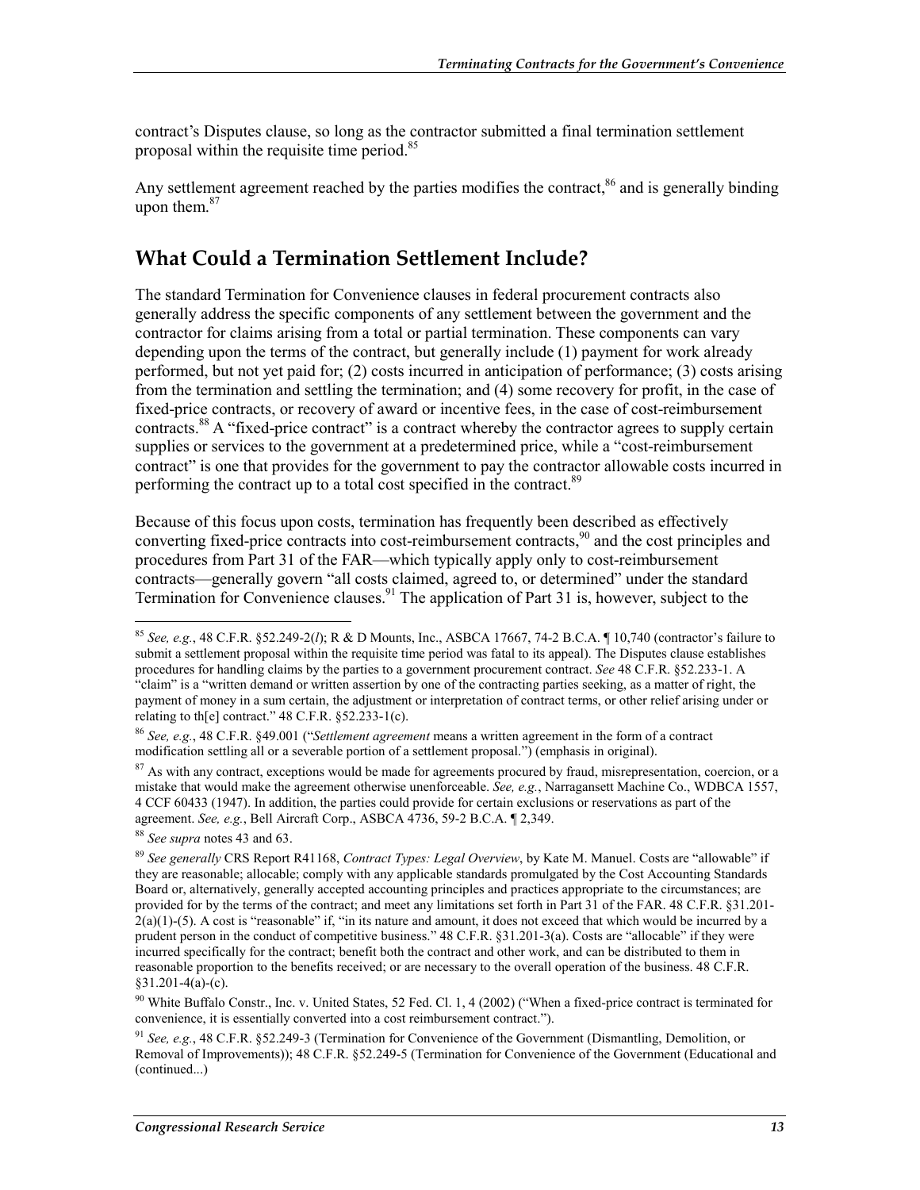contract's Disputes clause, so long as the contractor submitted a final termination settlement proposal within the requisite time period.[85]

Any settlement agreement reached by the parties modifies the contract,[86] and is generally binding upon them.[87]

## What Could a Termination Settlement Include?

The standard Termination for Convenience clauses in federal procurement contracts also generally address the specific components of any settlement between the government and the contractor for claims arising from a total or partial termination. These components can vary depending upon the terms of the contract, but generally include (1) payment for work already performed, but not yet paid for; (2) costs incurred in anticipation of performance; (3) costs arising from the termination and settling the termination; and (4) some recovery for profit, in the case of fixed-price contracts, or recovery of award or incentive fees, in the case of cost-reimbursement contracts.[88] A "fixed-price contract" is a contract whereby the contractor agrees to supply certain supplies or services to the government at a predetermined price, while a "cost-reimbursement contract" is one that provides for the government to pay the contractor allowable costs incurred in performing the contract up to a total cost specified in the contract.[89]

Because of this focus upon costs, termination has frequently been described as effectively converting fixed-price contracts into cost-reimbursement contracts,[90] and the cost principles and procedures from Part 31 of the FAR—which typically apply only to cost-reimbursement contracts—generally govern "all costs claimed, agreed to, or determined" under the standard Termination for Convenience clauses.[91] The application of Part 31 is, however, subject to the

---

[85] *See, e.g.*, 48 C.F.R. §52.249-2(*l*); R & D Mounts, Inc., ASBCA 17667, 74-2 B.C.A. ¶ 10,740 (contractor's failure to submit a settlement proposal within the requisite time period was fatal to its appeal). The Disputes clause establishes procedures for handling claims by the parties to a government procurement contract. *See* 48 C.F.R. §52.233-1. A "claim" is a "written demand or written assertion by one of the contracting parties seeking, as a matter of right, the payment of money in a sum certain, the adjustment or interpretation of contract terms, or other relief arising under or relating to th[e] contract." 48 C.F.R. §52.233-1(c).

[86] *See, e.g.*, 48 C.F.R. §49.001 ("*Settlement agreement* means a written agreement in the form of a contract modification settling all or a severable portion of a settlement proposal.") (emphasis in original).

[87] As with any contract, exceptions would be made for agreements procured by fraud, misrepresentation, coercion, or a mistake that would make the agreement otherwise unenforceable. *See, e.g.*, Narragansett Machine Co., WDBCA 1557, 4 CCF 60433 (1947). In addition, the parties could provide for certain exclusions or reservations as part of the agreement. *See, e.g.*, Bell Aircraft Corp., ASBCA 4736, 59-2 B.C.A. ¶ 2,349.

[88] *See supra* notes 43 and 63.

[89] *See generally* CRS Report R41168, *Contract Types: Legal Overview*, by Kate M. Manuel. Costs are "allowable" if they are reasonable; allocable; comply with any applicable standards promulgated by the Cost Accounting Standards Board or, alternatively, generally accepted accounting principles and practices appropriate to the circumstances; are provided for by the terms of the contract; and meet any limitations set forth in Part 31 of the FAR. 48 C.F.R. §31.201-2(a)(1)-(5). A cost is "reasonable" if, "in its nature and amount, it does not exceed that which would be incurred by a prudent person in the conduct of competitive business." 48 C.F.R. §31.201-3(a). Costs are "allocable" if they were incurred specifically for the contract; benefit both the contract and other work, and can be distributed to them in reasonable proportion to the benefits received; or are necessary to the overall operation of the business. 48 C.F.R. §31.201-4(a)-(c).

[90] White Buffalo Constr., Inc. v. United States, 52 Fed. Cl. 1, 4 (2002) ("When a fixed-price contract is terminated for convenience, it is essentially converted into a cost reimbursement contract.").

[91] *See, e.g.*, 48 C.F.R. §52.249-3 (Termination for Convenience of the Government (Dismantling, Demolition, or Removal of Improvements)); 48 C.F.R. §52.249-5 (Termination for Convenience of the Government (Educational and (continued...)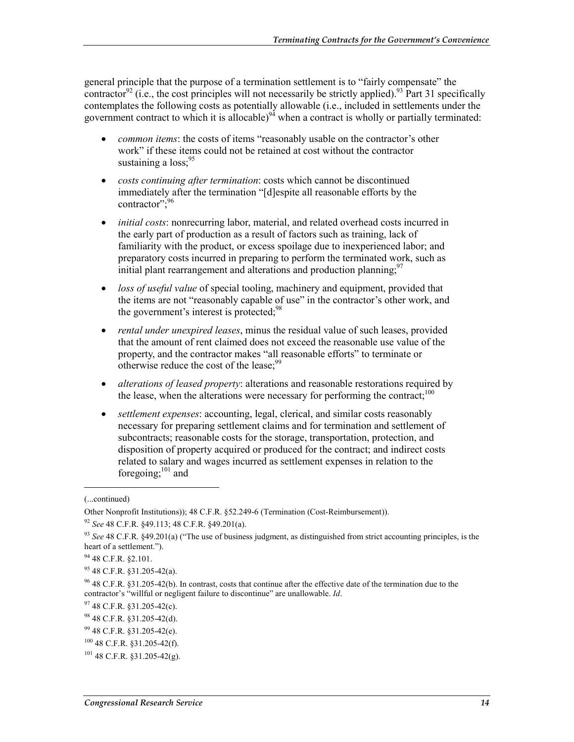general principle that the purpose of a termination settlement is to "fairly compensate" the contractor[92] (i.e., the cost principles will not necessarily be strictly applied).[93] Part 31 specifically contemplates the following costs as potentially allowable (i.e., included in settlements under the government contract to which it is allocable)[94] when a contract is wholly or partially terminated:

- *common items*: the costs of items "reasonably usable on the contractor's other work" if these items could not be retained at cost without the contractor sustaining a loss;[95]
- *costs continuing after termination*: costs which cannot be discontinued immediately after the termination "[d]espite all reasonable efforts by the contractor";[96]
- *initial costs*: nonrecurring labor, material, and related overhead costs incurred in the early part of production as a result of factors such as training, lack of familiarity with the product, or excess spoilage due to inexperienced labor; and preparatory costs incurred in preparing to perform the terminated work, such as initial plant rearrangement and alterations and production planning;[97]
- *loss of useful value* of special tooling, machinery and equipment, provided that the items are not "reasonably capable of use" in the contractor's other work, and the government's interest is protected;[98]
- *rental under unexpired leases*, minus the residual value of such leases, provided that the amount of rent claimed does not exceed the reasonable use value of the property, and the contractor makes "all reasonable efforts" to terminate or otherwise reduce the cost of the lease;[99]
- *alterations of leased property*: alterations and reasonable restorations required by the lease, when the alterations were necessary for performing the contract;[100]
- *settlement expenses*: accounting, legal, clerical, and similar costs reasonably necessary for preparing settlement claims and for termination and settlement of subcontracts; reasonable costs for the storage, transportation, protection, and disposition of property acquired or produced for the contract; and indirect costs related to salary and wages incurred as settlement expenses in relation to the foregoing;[101] and

(...continued)

Other Nonprofit Institutions)); 48 C.F.R. §52.249-6 (Termination (Cost-Reimbursement)).

[92] *See* 48 C.F.R. §49.113; 48 C.F.R. §49.201(a).

[93] *See* 48 C.F.R. §49.201(a) ("The use of business judgment, as distinguished from strict accounting principles, is the heart of a settlement.").

[94] 48 C.F.R. §2.101.

[95] 48 C.F.R. §31.205-42(a).

[96] 48 C.F.R. §31.205-42(b). In contrast, costs that continue after the effective date of the termination due to the contractor's "willful or negligent failure to discontinue" are unallowable. *Id*.

[97] 48 C.F.R. §31.205-42(c).

[98] 48 C.F.R. §31.205-42(d).

[99] 48 C.F.R. §31.205-42(e).

[100] 48 C.F.R. §31.205-42(f).

[101] 48 C.F.R. §31.205-42(g).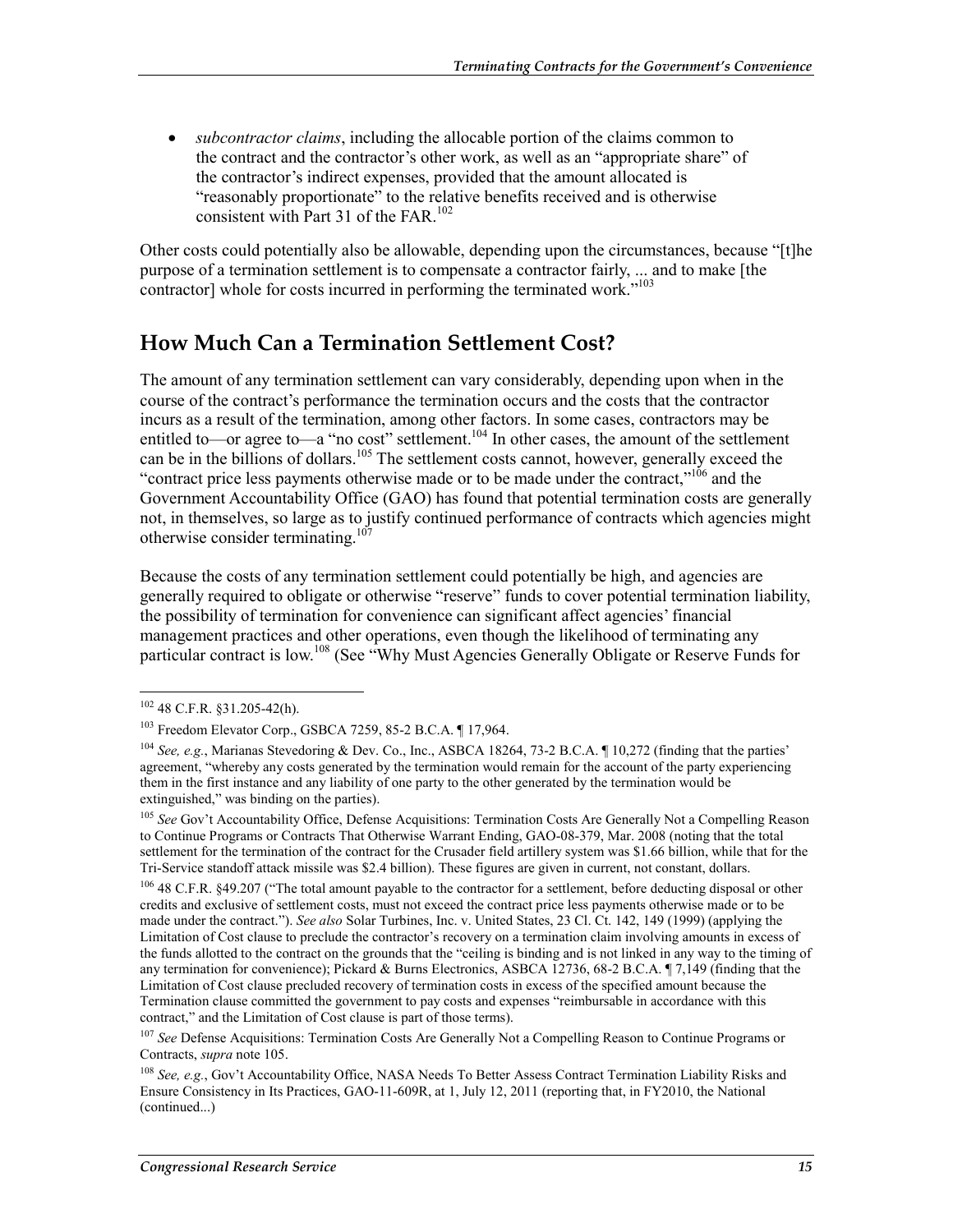- *subcontractor claims*, including the allocable portion of the claims common to the contract and the contractor's other work, as well as an "appropriate share" of the contractor's indirect expenses, provided that the amount allocated is "reasonably proportionate" to the relative benefits received and is otherwise consistent with Part 31 of the FAR.[102]

Other costs could potentially also be allowable, depending upon the circumstances, because "[t]he purpose of a termination settlement is to compensate a contractor fairly, ... and to make [the contractor] whole for costs incurred in performing the terminated work."[103]

## How Much Can a Termination Settlement Cost?

The amount of any termination settlement can vary considerably, depending upon when in the course of the contract's performance the termination occurs and the costs that the contractor incurs as a result of the termination, among other factors. In some cases, contractors may be entitled to—or agree to—a "no cost" settlement.[104] In other cases, the amount of the settlement can be in the billions of dollars.[105] The settlement costs cannot, however, generally exceed the "contract price less payments otherwise made or to be made under the contract,"[106] and the Government Accountability Office (GAO) has found that potential termination costs are generally not, in themselves, so large as to justify continued performance of contracts which agencies might otherwise consider terminating.[107]

Because the costs of any termination settlement could potentially be high, and agencies are generally required to obligate or otherwise "reserve" funds to cover potential termination liability, the possibility of termination for convenience can significant affect agencies' financial management practices and other operations, even though the likelihood of terminating any particular contract is low.[108] (See "Why Must Agencies Generally Obligate or Reserve Funds for

---

[102] 48 C.F.R. §31.205-42(h).

[103] Freedom Elevator Corp., GSBCA 7259, 85-2 B.C.A. ¶ 17,964.

[104] *See, e.g.*, Marianas Stevedoring & Dev. Co., Inc., ASBCA 18264, 73-2 B.C.A. ¶ 10,272 (finding that the parties' agreement, "whereby any costs generated by the termination would remain for the account of the party experiencing them in the first instance and any liability of one party to the other generated by the termination would be extinguished," was binding on the parties).

[105] *See* Gov't Accountability Office, Defense Acquisitions: Termination Costs Are Generally Not a Compelling Reason to Continue Programs or Contracts That Otherwise Warrant Ending, GAO-08-379, Mar. 2008 (noting that the total settlement for the termination of the contract for the Crusader field artillery system was $1.66 billion, while that for the Tri-Service standoff attack missile was $2.4 billion). These figures are given in current, not constant, dollars.

[106] 48 C.F.R. §49.207 ("The total amount payable to the contractor for a settlement, before deducting disposal or other credits and exclusive of settlement costs, must not exceed the contract price less payments otherwise made or to be made under the contract."). *See also* Solar Turbines, Inc. v. United States, 23 Cl. Ct. 142, 149 (1999) (applying the Limitation of Cost clause to preclude the contractor's recovery on a termination claim involving amounts in excess of the funds allotted to the contract on the grounds that the "ceiling is binding and is not linked in any way to the timing of any termination for convenience); Pickard & Burns Electronics, ASBCA 12736, 68-2 B.C.A. ¶ 7,149 (finding that the Limitation of Cost clause precluded recovery of termination costs in excess of the specified amount because the Termination clause committed the government to pay costs and expenses "reimbursable in accordance with this contract," and the Limitation of Cost clause is part of those terms).

[107] *See* Defense Acquisitions: Termination Costs Are Generally Not a Compelling Reason to Continue Programs or Contracts, *supra* note 105.

[108] *See, e.g.*, Gov't Accountability Office, NASA Needs To Better Assess Contract Termination Liability Risks and Ensure Consistency in Its Practices, GAO-11-609R, at 1, July 12, 2011 (reporting that, in FY2010, the National (continued...)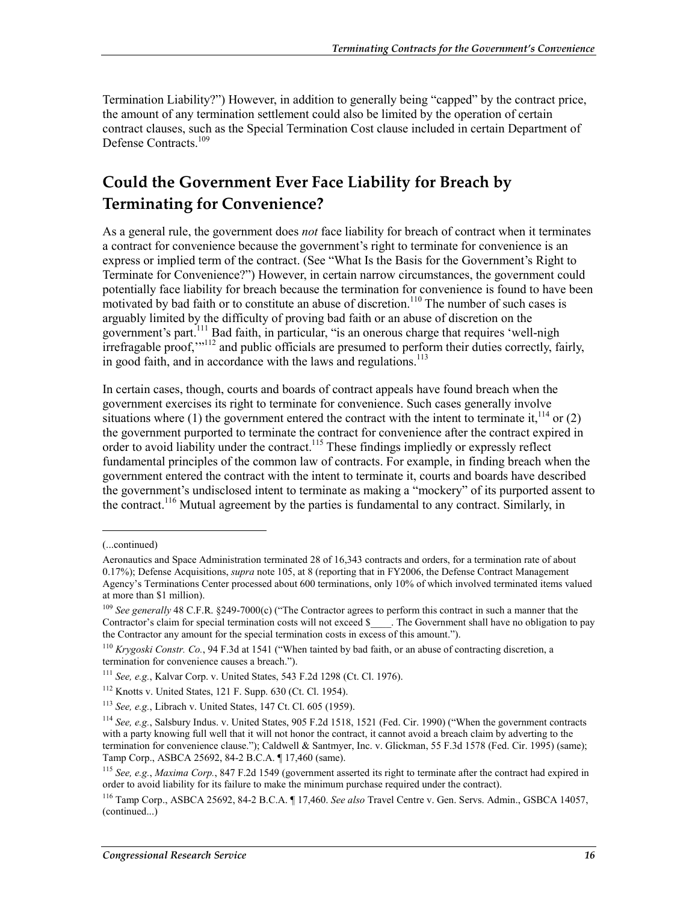Termination Liability?") However, in addition to generally being "capped" by the contract price, the amount of any termination settlement could also be limited by the operation of certain contract clauses, such as the Special Termination Cost clause included in certain Department of Defense Contracts.[109]

## Could the Government Ever Face Liability for Breach by Terminating for Convenience?

As a general rule, the government does *not* face liability for breach of contract when it terminates a contract for convenience because the government's right to terminate for convenience is an express or implied term of the contract. (See "What Is the Basis for the Government's Right to Terminate for Convenience?") However, in certain narrow circumstances, the government could potentially face liability for breach because the termination for convenience is found to have been motivated by bad faith or to constitute an abuse of discretion.[110] The number of such cases is arguably limited by the difficulty of proving bad faith or an abuse of discretion on the government's part.[111] Bad faith, in particular, "is an onerous charge that requires 'well-nigh irrefragable proof,'"[112] and public officials are presumed to perform their duties correctly, fairly, in good faith, and in accordance with the laws and regulations.[113]

In certain cases, though, courts and boards of contract appeals have found breach when the government exercises its right to terminate for convenience. Such cases generally involve situations where (1) the government entered the contract with the intent to terminate it,[114] or (2) the government purported to terminate the contract for convenience after the contract expired in order to avoid liability under the contract.[115] These findings impliedly or expressly reflect fundamental principles of the common law of contracts. For example, in finding breach when the government entered the contract with the intent to terminate it, courts and boards have described the government's undisclosed intent to terminate as making a "mockery" of its purported assent to the contract.[116] Mutual agreement by the parties is fundamental to any contract. Similarly, in

---

(...continued)

Aeronautics and Space Administration terminated 28 of 16,343 contracts and orders, for a termination rate of about 0.17%); Defense Acquisitions, *supra* note 105, at 8 (reporting that in FY2006, the Defense Contract Management Agency's Terminations Center processed about 600 terminations, only 10% of which involved terminated items valued at more than $1 million).

[109] *See generally* 48 C.F.R. §249-7000(c) ("The Contractor agrees to perform this contract in such a manner that the Contractor's claim for special termination costs will not exceed $____. The Government shall have no obligation to pay the Contractor any amount for the special termination costs in excess of this amount.").

[110] *Krygoski Constr. Co.*, 94 F.3d at 1541 ("When tainted by bad faith, or an abuse of contracting discretion, a termination for convenience causes a breach.").

[111] *See, e.g.*, Kalvar Corp. v. United States, 543 F.2d 1298 (Ct. Cl. 1976).

[112] Knotts v. United States, 121 F. Supp. 630 (Ct. Cl. 1954).

[113] *See, e.g.*, Librach v. United States, 147 Ct. Cl. 605 (1959).

[114] *See, e.g.*, Salsbury Indus. v. United States, 905 F.2d 1518, 1521 (Fed. Cir. 1990) ("When the government contracts with a party knowing full well that it will not honor the contract, it cannot avoid a breach claim by adverting to the termination for convenience clause."); Caldwell & Santmyer, Inc. v. Glickman, 55 F.3d 1578 (Fed. Cir. 1995) (same); Tamp Corp., ASBCA 25692, 84-2 B.C.A. ¶ 17,460 (same).

[115] *See, e.g.*, *Maxima Corp.*, 847 F.2d 1549 (government asserted its right to terminate after the contract had expired in order to avoid liability for its failure to make the minimum purchase required under the contract).

[116] Tamp Corp., ASBCA 25692, 84-2 B.C.A. ¶ 17,460. *See also* Travel Centre v. Gen. Servs. Admin., GSBCA 14057, (continued...)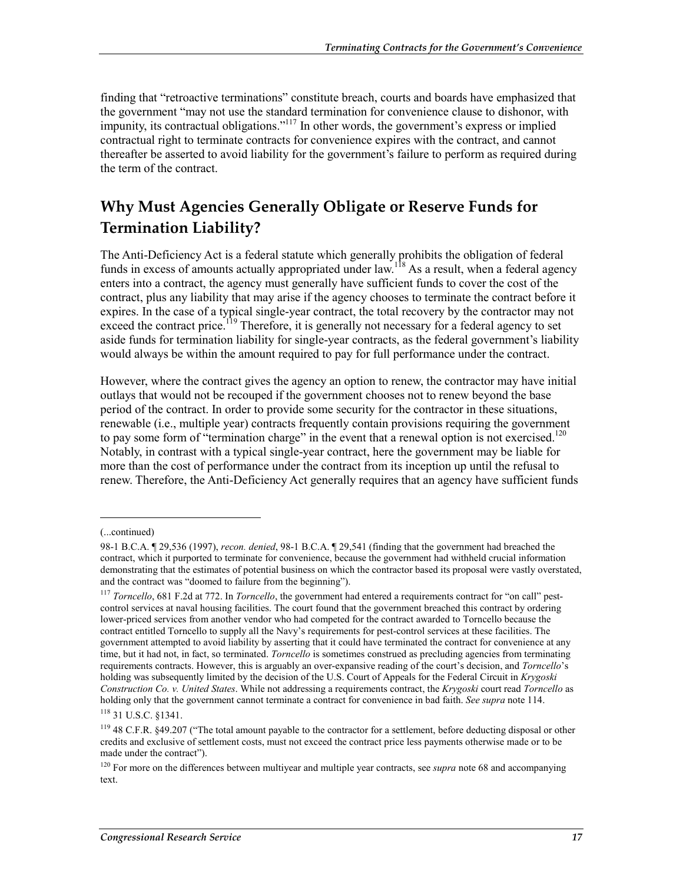finding that "retroactive terminations" constitute breach, courts and boards have emphasized that the government "may not use the standard termination for convenience clause to dishonor, with impunity, its contractual obligations."[117] In other words, the government's express or implied contractual right to terminate contracts for convenience expires with the contract, and cannot thereafter be asserted to avoid liability for the government's failure to perform as required during the term of the contract.

## Why Must Agencies Generally Obligate or Reserve Funds for Termination Liability?

The Anti-Deficiency Act is a federal statute which generally prohibits the obligation of federal funds in excess of amounts actually appropriated under law.[118] As a result, when a federal agency enters into a contract, the agency must generally have sufficient funds to cover the cost of the contract, plus any liability that may arise if the agency chooses to terminate the contract before it expires. In the case of a typical single-year contract, the total recovery by the contractor may not exceed the contract price.[119] Therefore, it is generally not necessary for a federal agency to set aside funds for termination liability for single-year contracts, as the federal government's liability would always be within the amount required to pay for full performance under the contract.

However, where the contract gives the agency an option to renew, the contractor may have initial outlays that would not be recouped if the government chooses not to renew beyond the base period of the contract. In order to provide some security for the contractor in these situations, renewable (i.e., multiple year) contracts frequently contain provisions requiring the government to pay some form of "termination charge" in the event that a renewal option is not exercised.[120] Notably, in contrast with a typical single-year contract, here the government may be liable for more than the cost of performance under the contract from its inception up until the refusal to renew. Therefore, the Anti-Deficiency Act generally requires that an agency have sufficient funds

---

(...continued)

98-1 B.C.A. ¶ 29,536 (1997), *recon. denied*, 98-1 B.C.A. ¶ 29,541 (finding that the government had breached the contract, which it purported to terminate for convenience, because the government had withheld crucial information demonstrating that the estimates of potential business on which the contractor based its proposal were vastly overstated, and the contract was "doomed to failure from the beginning").

[117] *Torncello*, 681 F.2d at 772. In *Torncello*, the government had entered a requirements contract for "on call" pest-control services at naval housing facilities. The court found that the government breached this contract by ordering lower-priced services from another vendor who had competed for the contract awarded to Torncello because the contract entitled Torncello to supply all the Navy's requirements for pest-control services at these facilities. The government attempted to avoid liability by asserting that it could have terminated the contract for convenience at any time, but it had not, in fact, so terminated. *Torncello* is sometimes construed as precluding agencies from terminating requirements contracts. However, this is arguably an over-expansive reading of the court's decision, and *Torncello*'s holding was subsequently limited by the decision of the U.S. Court of Appeals for the Federal Circuit in *Krygoski Construction Co. v. United States*. While not addressing a requirements contract, the *Krygoski* court read *Torncello* as holding only that the government cannot terminate a contract for convenience in bad faith. *See supra* note 114.

[118] 31 U.S.C. §1341.

[119] 48 C.F.R. §49.207 ("The total amount payable to the contractor for a settlement, before deducting disposal or other credits and exclusive of settlement costs, must not exceed the contract price less payments otherwise made or to be made under the contract").

[120] For more on the differences between multiyear and multiple year contracts, see *supra* note 68 and accompanying text.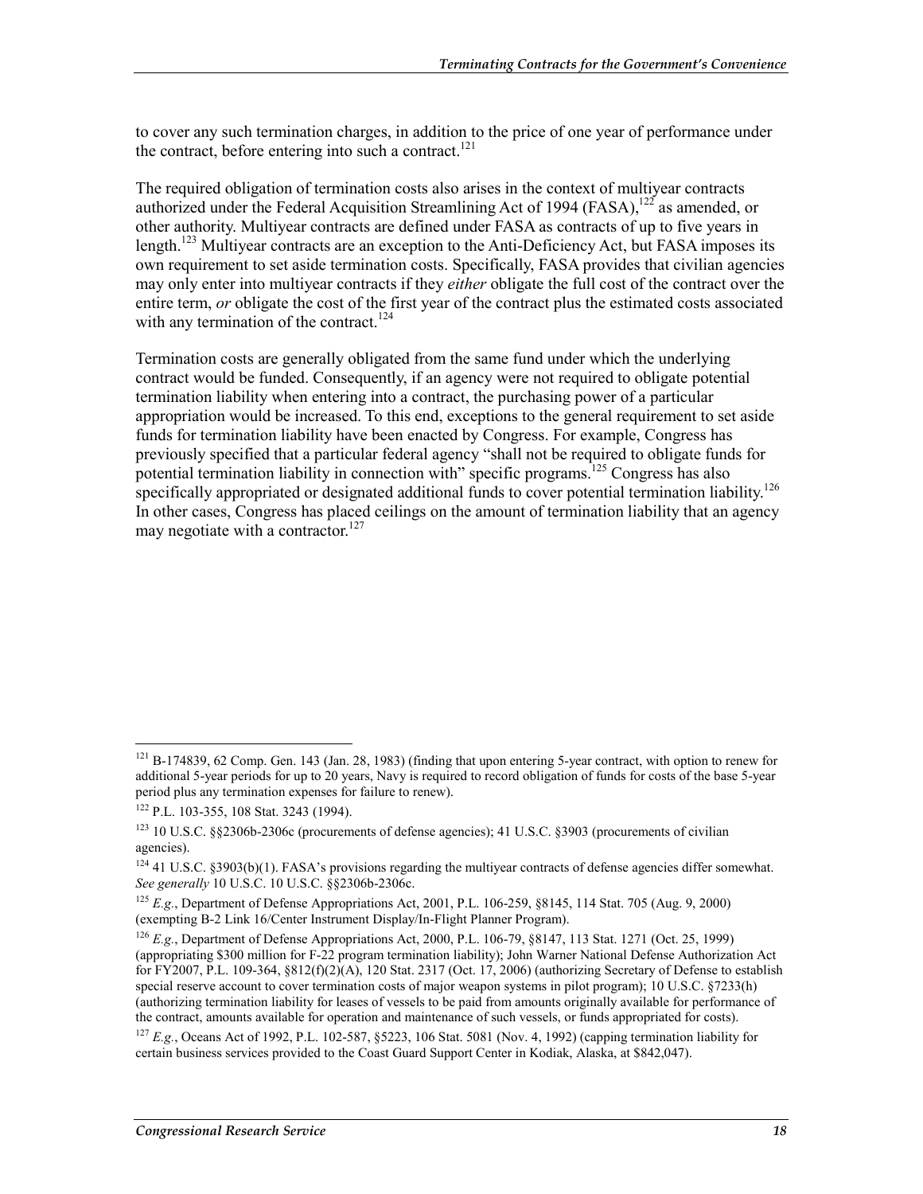to cover any such termination charges, in addition to the price of one year of performance under the contract, before entering into such a contract.[121]

The required obligation of termination costs also arises in the context of multiyear contracts authorized under the Federal Acquisition Streamlining Act of 1994 (FASA),[122] as amended, or other authority. Multiyear contracts are defined under FASA as contracts of up to five years in length.[123] Multiyear contracts are an exception to the Anti-Deficiency Act, but FASA imposes its own requirement to set aside termination costs. Specifically, FASA provides that civilian agencies may only enter into multiyear contracts if they *either* obligate the full cost of the contract over the entire term, *or* obligate the cost of the first year of the contract plus the estimated costs associated with any termination of the contract.[124]

Termination costs are generally obligated from the same fund under which the underlying contract would be funded. Consequently, if an agency were not required to obligate potential termination liability when entering into a contract, the purchasing power of a particular appropriation would be increased. To this end, exceptions to the general requirement to set aside funds for termination liability have been enacted by Congress. For example, Congress has previously specified that a particular federal agency "shall not be required to obligate funds for potential termination liability in connection with" specific programs.[125] Congress has also specifically appropriated or designated additional funds to cover potential termination liability.[126] In other cases, Congress has placed ceilings on the amount of termination liability that an agency may negotiate with a contractor.[127]

---

[121] B-174839, 62 Comp. Gen. 143 (Jan. 28, 1983) (finding that upon entering 5-year contract, with option to renew for additional 5-year periods for up to 20 years, Navy is required to record obligation of funds for costs of the base 5-year period plus any termination expenses for failure to renew).

[122] P.L. 103-355, 108 Stat. 3243 (1994).

[123] 10 U.S.C. §§2306b-2306c (procurements of defense agencies); 41 U.S.C. §3903 (procurements of civilian agencies).

[124] 41 U.S.C. §3903(b)(1). FASA's provisions regarding the multiyear contracts of defense agencies differ somewhat. *See generally* 10 U.S.C. 10 U.S.C. §§2306b-2306c.

[125] *E.g.*, Department of Defense Appropriations Act, 2001, P.L. 106-259, §8145, 114 Stat. 705 (Aug. 9, 2000) (exempting B-2 Link 16/Center Instrument Display/In-Flight Planner Program).

[126] *E.g.*, Department of Defense Appropriations Act, 2000, P.L. 106-79, §8147, 113 Stat. 1271 (Oct. 25, 1999) (appropriating $300 million for F-22 program termination liability); John Warner National Defense Authorization Act for FY2007, P.L. 109-364, §812(f)(2)(A), 120 Stat. 2317 (Oct. 17, 2006) (authorizing Secretary of Defense to establish special reserve account to cover termination costs of major weapon systems in pilot program); 10 U.S.C. §7233(h) (authorizing termination liability for leases of vessels to be paid from amounts originally available for performance of the contract, amounts available for operation and maintenance of such vessels, or funds appropriated for costs).

[127] *E.g.*, Oceans Act of 1992, P.L. 102-587, §5223, 106 Stat. 5081 (Nov. 4, 1992) (capping termination liability for certain business services provided to the Coast Guard Support Center in Kodiak, Alaska, at $842,047).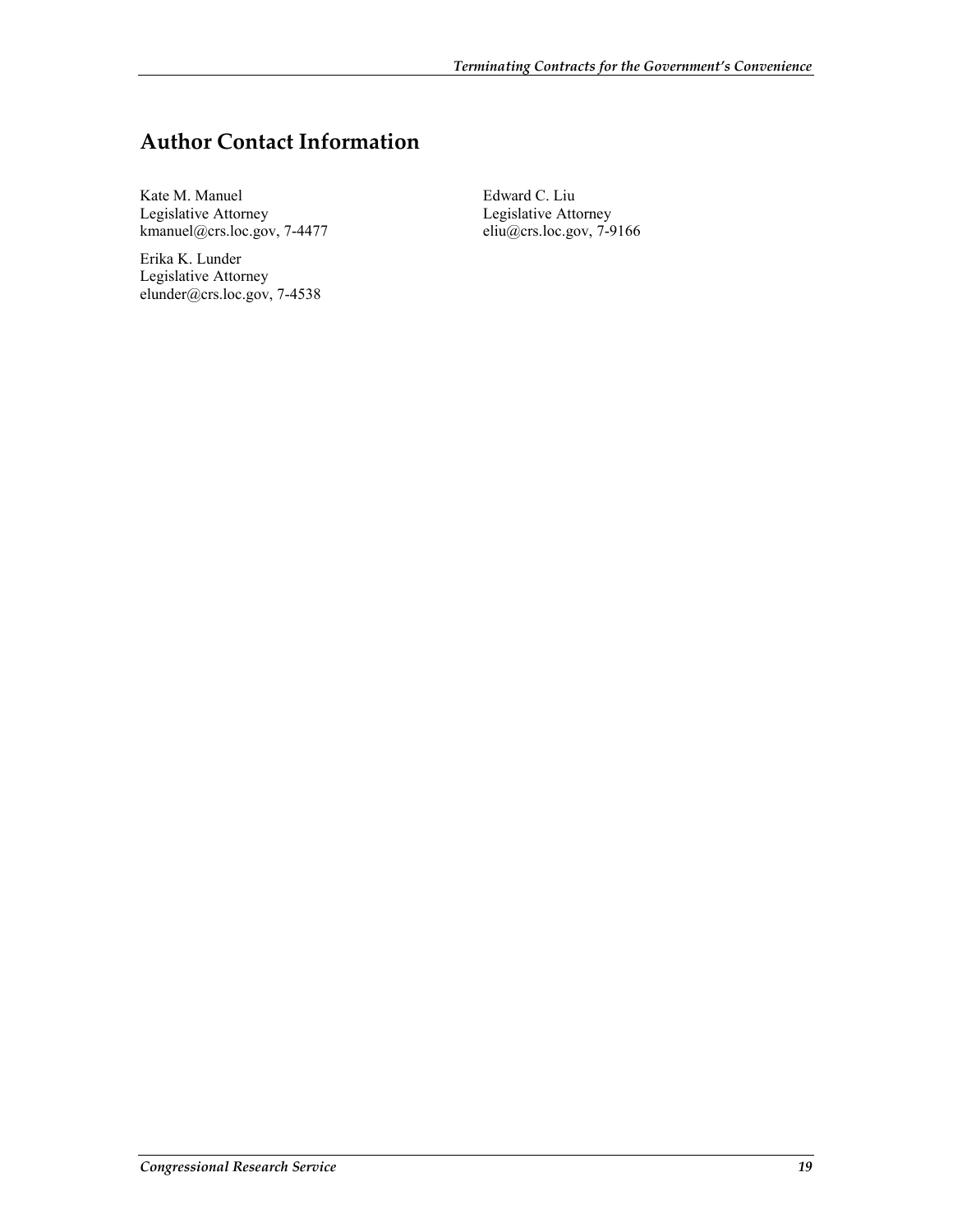## Author Contact Information

Kate M. Manuel
Legislative Attorney
kmanuel@crs.loc.gov, 7-4477

Erika K. Lunder
Legislative Attorney
elunder@crs.loc.gov, 7-4538

Edward C. Liu
Legislative Attorney
eliu@crs.loc.gov, 7-9166